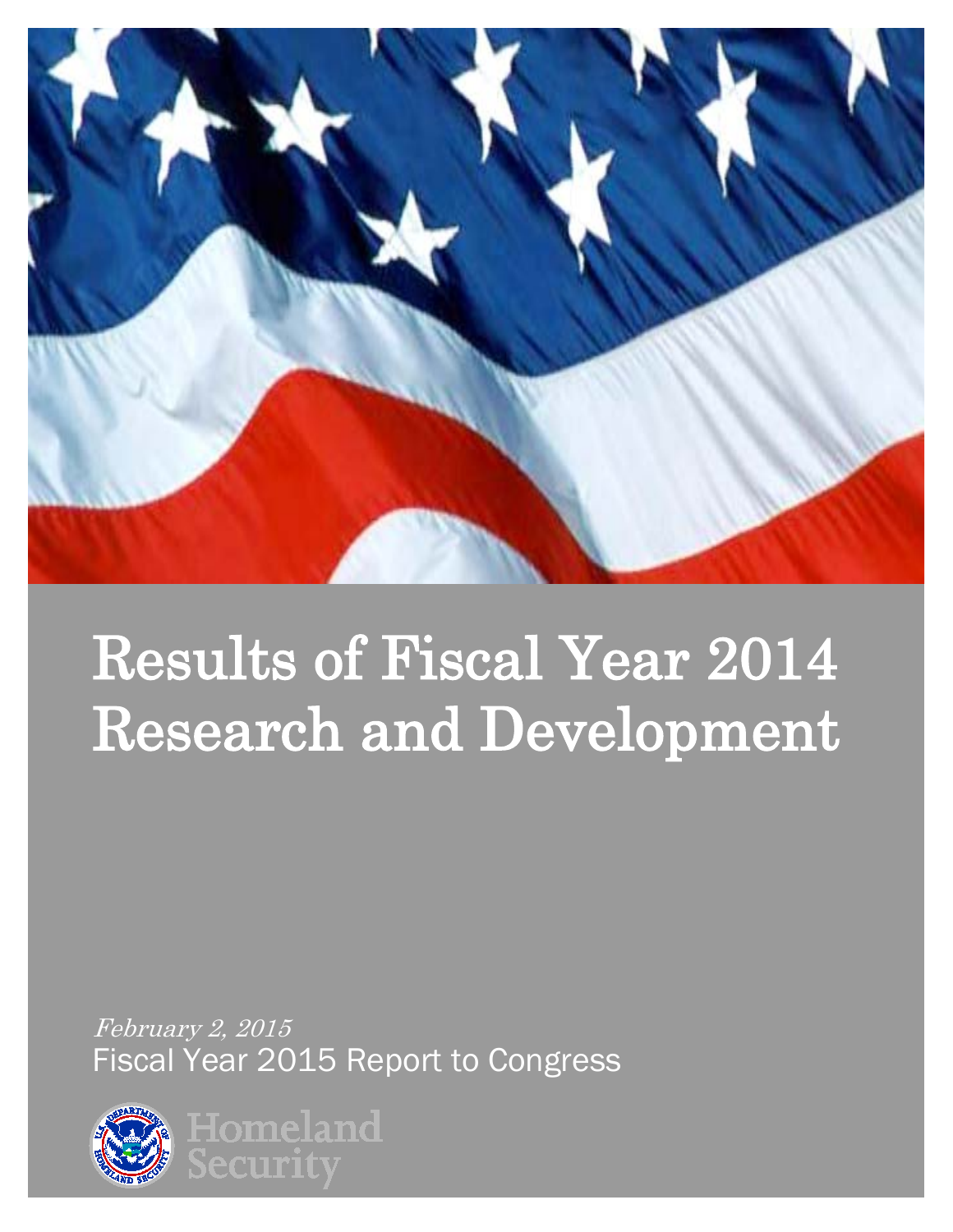# Results of Fiscal Year 2014 Research and Development

*February 2, 2015*

Fiscal Year 2015 Report to Congress

Homeland Security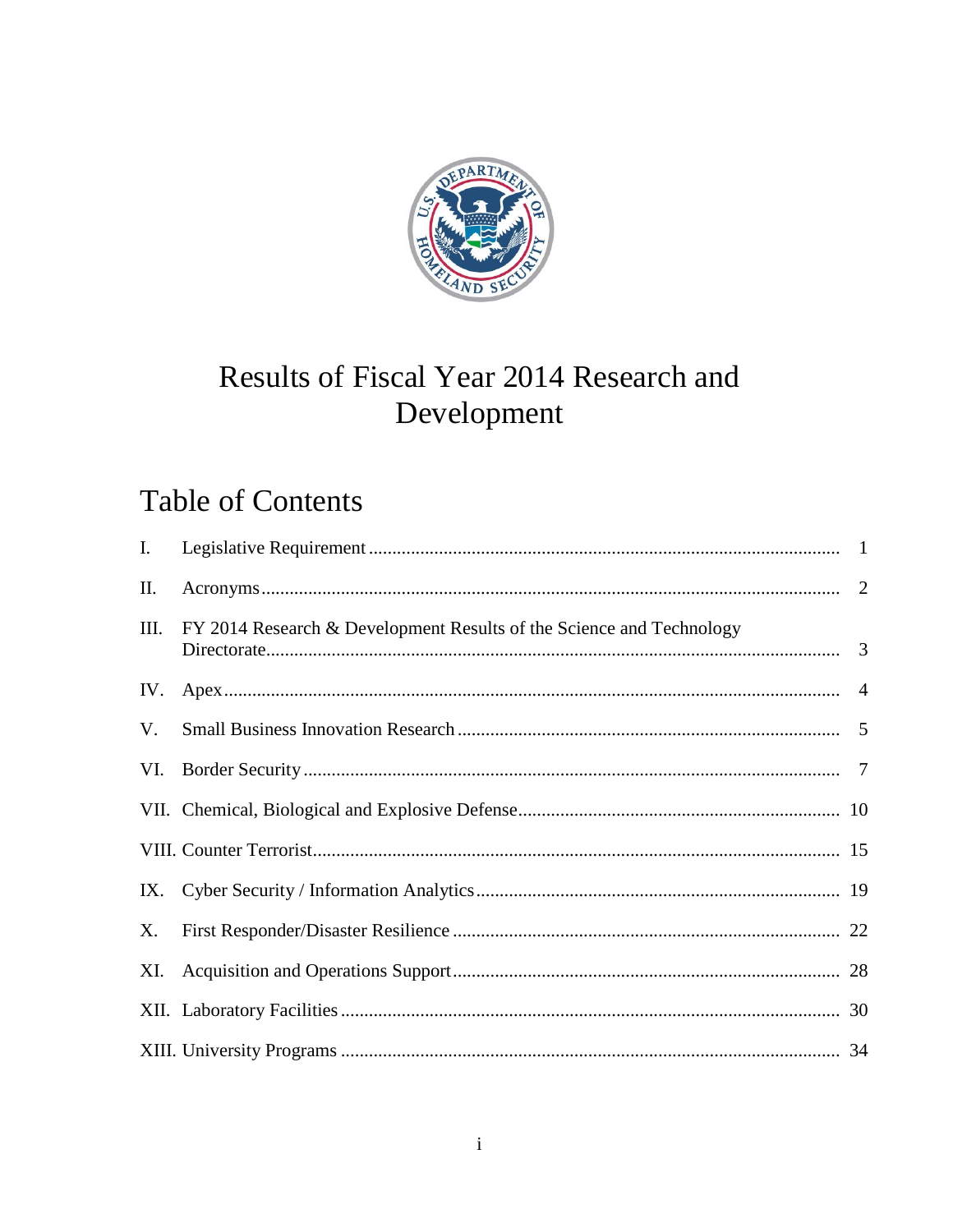# Results of Fiscal Year 2014 Research and Development

## Table of Contents

| | | |
|---|---|---|
| I. | Legislative Requirement | 1 |
| II. | Acronyms | 2 |
| III. | FY 2014 Research & Development Results of the Science and Technology Directorate | 3 |
| IV. | Apex | 4 |
| V. | Small Business Innovation Research | 5 |
| VI. | Border Security | 7 |
| VII. | Chemical, Biological and Explosive Defense | 10 |
| VIII. | Counter Terrorist | 15 |
| IX. | Cyber Security / Information Analytics | 19 |
| X. | First Responder/Disaster Resilience | 22 |
| XI. | Acquisition and Operations Support | 28 |
| XII. | Laboratory Facilities | 30 |
| XIII. | University Programs | 34 |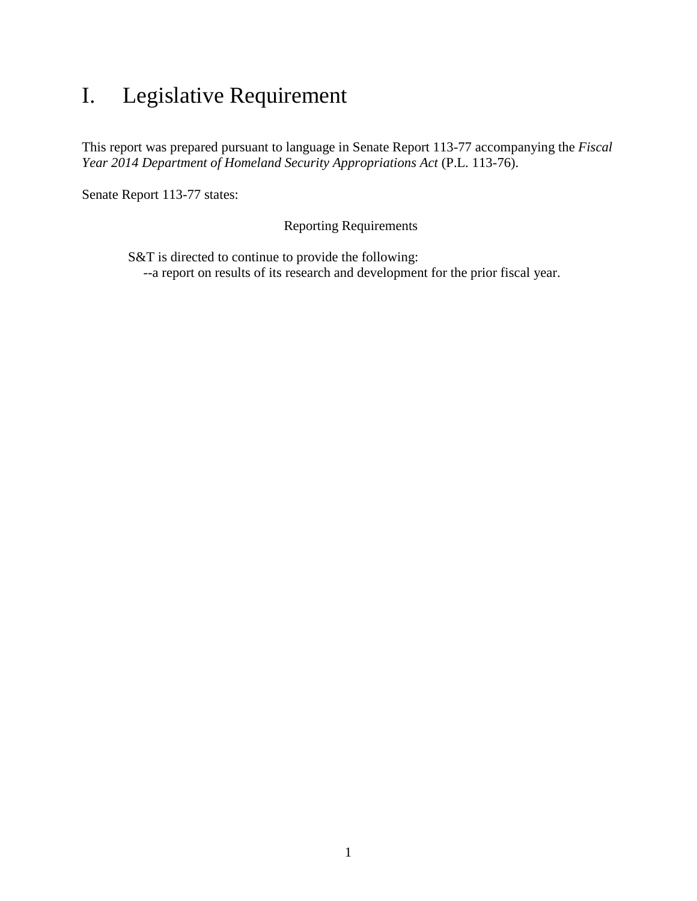# I. Legislative Requirement

This report was prepared pursuant to language in Senate Report 113-77 accompanying the *Fiscal Year 2014 Department of Homeland Security Appropriations Act* (P.L. 113-76).

Senate Report 113-77 states:

> Reporting Requirements
>
> S&T is directed to continue to provide the following:
> --a report on results of its research and development for the prior fiscal year.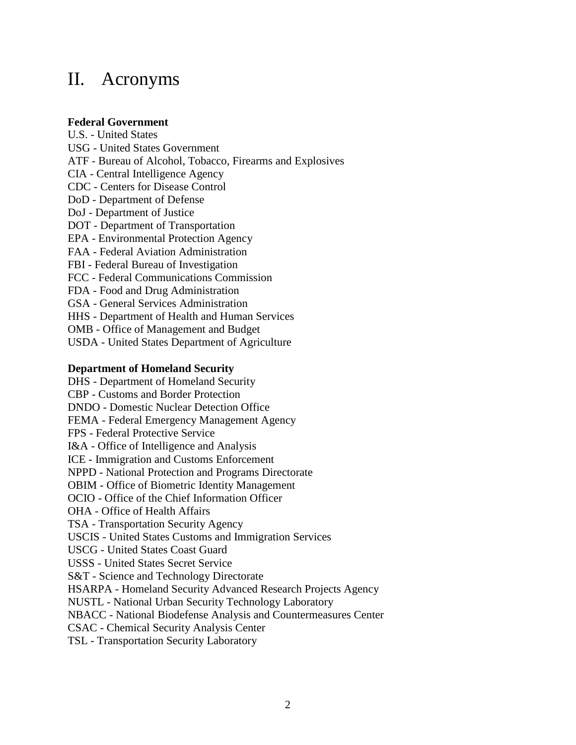# II. Acronyms

**Federal Government**

U.S. - United States
USG - United States Government
ATF - Bureau of Alcohol, Tobacco, Firearms and Explosives
CIA - Central Intelligence Agency
CDC - Centers for Disease Control
DoD - Department of Defense
DoJ - Department of Justice
DOT - Department of Transportation
EPA - Environmental Protection Agency
FAA - Federal Aviation Administration
FBI - Federal Bureau of Investigation
FCC - Federal Communications Commission
FDA - Food and Drug Administration
GSA - General Services Administration
HHS - Department of Health and Human Services
OMB - Office of Management and Budget
USDA - United States Department of Agriculture

**Department of Homeland Security**

DHS - Department of Homeland Security
CBP - Customs and Border Protection
DNDO - Domestic Nuclear Detection Office
FEMA - Federal Emergency Management Agency
FPS - Federal Protective Service
I&A - Office of Intelligence and Analysis
ICE - Immigration and Customs Enforcement
NPPD - National Protection and Programs Directorate
OBIM - Office of Biometric Identity Management
OCIO - Office of the Chief Information Officer
OHA - Office of Health Affairs
TSA - Transportation Security Agency
USCIS - United States Customs and Immigration Services
USCG - United States Coast Guard
USSS - United States Secret Service
S&T - Science and Technology Directorate
HSARPA - Homeland Security Advanced Research Projects Agency
NUSTL - National Urban Security Technology Laboratory
NBACC - National Biodefense Analysis and Countermeasures Center
CSAC - Chemical Security Analysis Center
TSL - Transportation Security Laboratory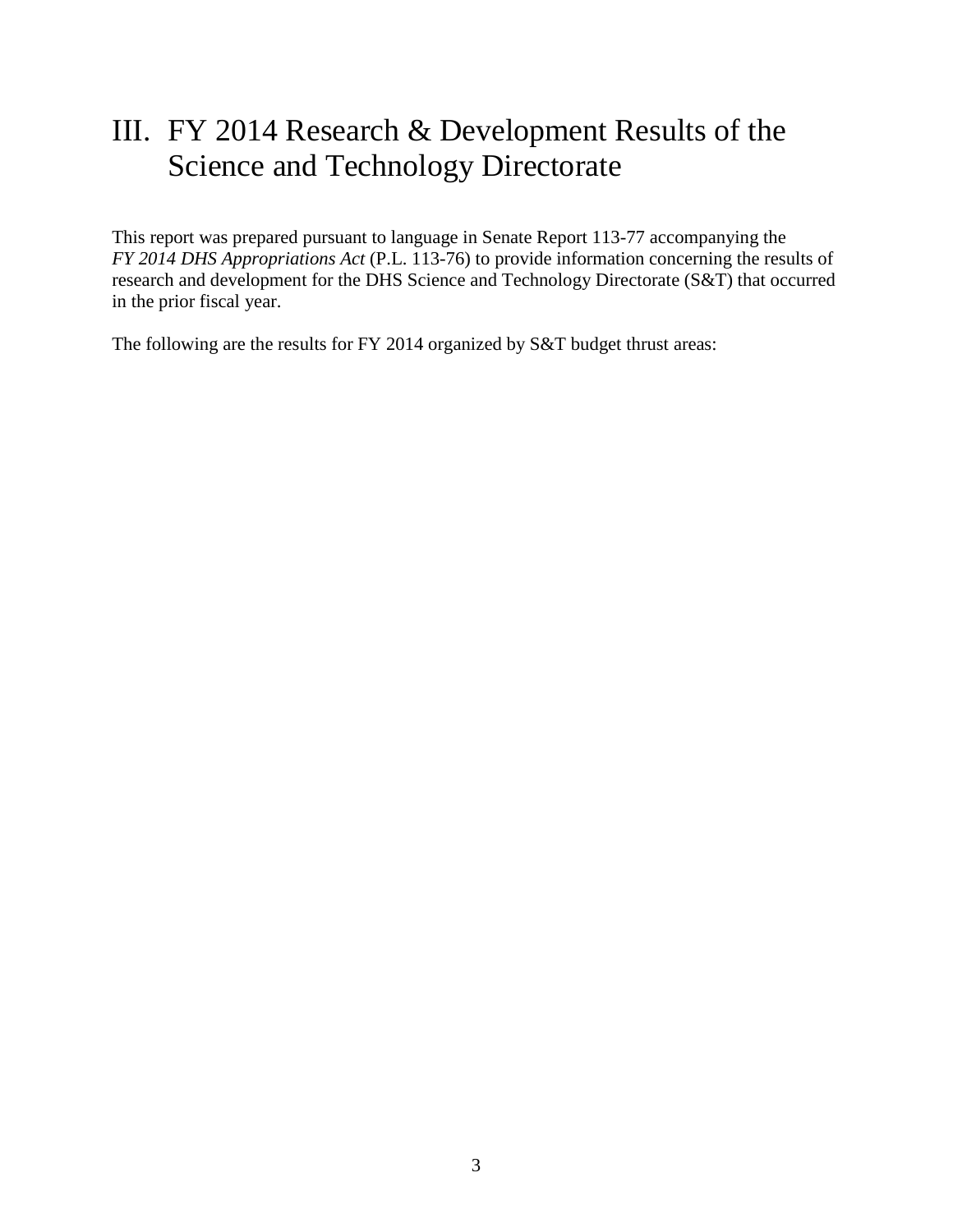# III. FY 2014 Research & Development Results of the Science and Technology Directorate

This report was prepared pursuant to language in Senate Report 113-77 accompanying the *FY 2014 DHS Appropriations Act* (P.L. 113-76) to provide information concerning the results of research and development for the DHS Science and Technology Directorate (S&T) that occurred in the prior fiscal year.

The following are the results for FY 2014 organized by S&T budget thrust areas: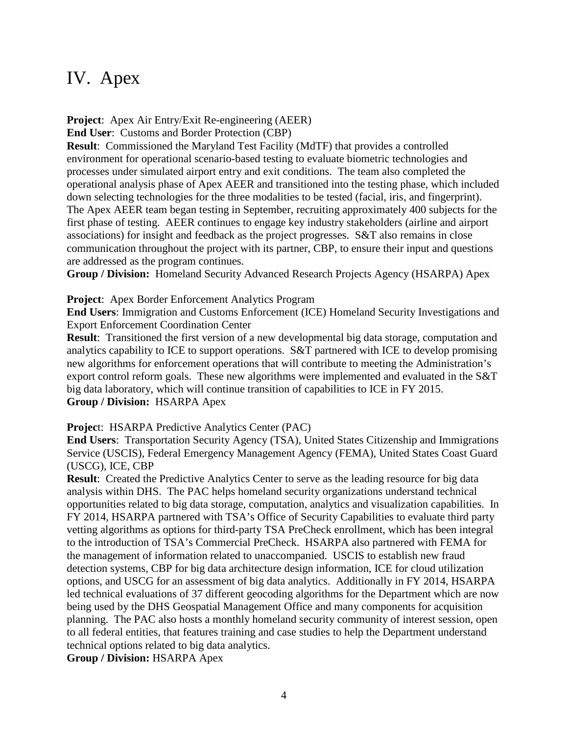# IV. Apex

**Project**: Apex Air Entry/Exit Re-engineering (AEER)
**End User**: Customs and Border Protection (CBP)
**Result**: Commissioned the Maryland Test Facility (MdTF) that provides a controlled environment for operational scenario-based testing to evaluate biometric technologies and processes under simulated airport entry and exit conditions. The team also completed the operational analysis phase of Apex AEER and transitioned into the testing phase, which included down selecting technologies for the three modalities to be tested (facial, iris, and fingerprint). The Apex AEER team began testing in September, recruiting approximately 400 subjects for the first phase of testing. AEER continues to engage key industry stakeholders (airline and airport associations) for insight and feedback as the project progresses. S&T also remains in close communication throughout the project with its partner, CBP, to ensure their input and questions are addressed as the program continues.
**Group / Division:** Homeland Security Advanced Research Projects Agency (HSARPA) Apex

**Project**: Apex Border Enforcement Analytics Program
**End Users**: Immigration and Customs Enforcement (ICE) Homeland Security Investigations and Export Enforcement Coordination Center
**Result**: Transitioned the first version of a new developmental big data storage, computation and analytics capability to ICE to support operations. S&T partnered with ICE to develop promising new algorithms for enforcement operations that will contribute to meeting the Administration's export control reform goals. These new algorithms were implemented and evaluated in the S&T big data laboratory, which will continue transition of capabilities to ICE in FY 2015.
**Group / Division:** HSARPA Apex

**Project**: HSARPA Predictive Analytics Center (PAC)
**End Users**: Transportation Security Agency (TSA), United States Citizenship and Immigrations Service (USCIS), Federal Emergency Management Agency (FEMA), United States Coast Guard (USCG), ICE, CBP
**Result**: Created the Predictive Analytics Center to serve as the leading resource for big data analysis within DHS. The PAC helps homeland security organizations understand technical opportunities related to big data storage, computation, analytics and visualization capabilities. In FY 2014, HSARPA partnered with TSA's Office of Security Capabilities to evaluate third party vetting algorithms as options for third-party TSA PreCheck enrollment, which has been integral to the introduction of TSA's Commercial PreCheck. HSARPA also partnered with FEMA for the management of information related to unaccompanied. USCIS to establish new fraud detection systems, CBP for big data architecture design information, ICE for cloud utilization options, and USCG for an assessment of big data analytics. Additionally in FY 2014, HSARPA led technical evaluations of 37 different geocoding algorithms for the Department which are now being used by the DHS Geospatial Management Office and many components for acquisition planning. The PAC also hosts a monthly homeland security community of interest session, open to all federal entities, that features training and case studies to help the Department understand technical options related to big data analytics.
**Group / Division:** HSARPA Apex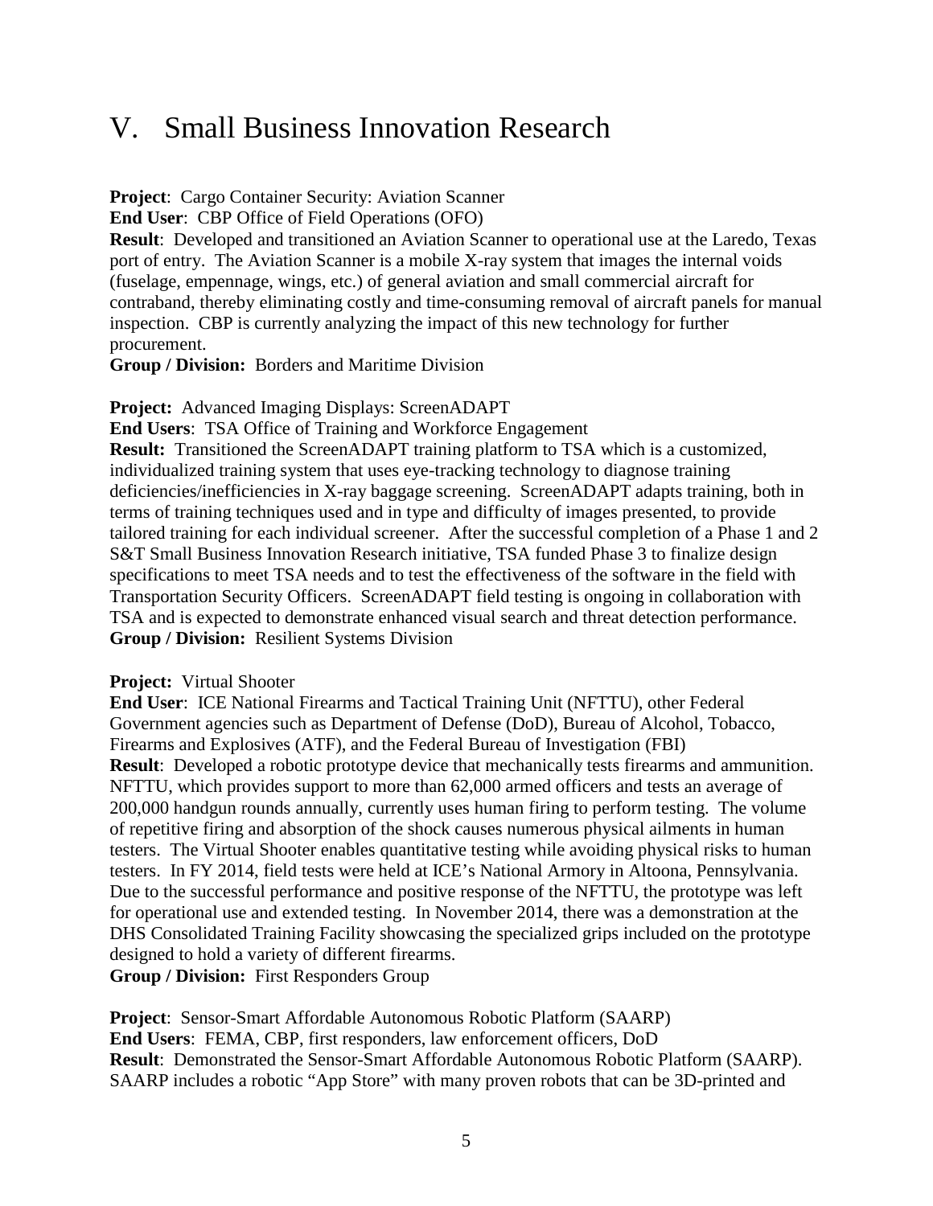# V. Small Business Innovation Research

**Project**: Cargo Container Security: Aviation Scanner
**End User**: CBP Office of Field Operations (OFO)
**Result**: Developed and transitioned an Aviation Scanner to operational use at the Laredo, Texas port of entry. The Aviation Scanner is a mobile X-ray system that images the internal voids (fuselage, empennage, wings, etc.) of general aviation and small commercial aircraft for contraband, thereby eliminating costly and time-consuming removal of aircraft panels for manual inspection. CBP is currently analyzing the impact of this new technology for further procurement.
**Group / Division:** Borders and Maritime Division

**Project:** Advanced Imaging Displays: ScreenADAPT
**End Users**: TSA Office of Training and Workforce Engagement
**Result:** Transitioned the ScreenADAPT training platform to TSA which is a customized, individualized training system that uses eye-tracking technology to diagnose training deficiencies/inefficiencies in X-ray baggage screening. ScreenADAPT adapts training, both in terms of training techniques used and in type and difficulty of images presented, to provide tailored training for each individual screener. After the successful completion of a Phase 1 and 2 S&T Small Business Innovation Research initiative, TSA funded Phase 3 to finalize design specifications to meet TSA needs and to test the effectiveness of the software in the field with Transportation Security Officers. ScreenADAPT field testing is ongoing in collaboration with TSA and is expected to demonstrate enhanced visual search and threat detection performance.
**Group / Division:** Resilient Systems Division

**Project:** Virtual Shooter
**End User**: ICE National Firearms and Tactical Training Unit (NFTTU), other Federal Government agencies such as Department of Defense (DoD), Bureau of Alcohol, Tobacco, Firearms and Explosives (ATF), and the Federal Bureau of Investigation (FBI)
**Result**: Developed a robotic prototype device that mechanically tests firearms and ammunition. NFTTU, which provides support to more than 62,000 armed officers and tests an average of 200,000 handgun rounds annually, currently uses human firing to perform testing. The volume of repetitive firing and absorption of the shock causes numerous physical ailments in human testers. The Virtual Shooter enables quantitative testing while avoiding physical risks to human testers. In FY 2014, field tests were held at ICE's National Armory in Altoona, Pennsylvania. Due to the successful performance and positive response of the NFTTU, the prototype was left for operational use and extended testing. In November 2014, there was a demonstration at the DHS Consolidated Training Facility showcasing the specialized grips included on the prototype designed to hold a variety of different firearms.
**Group / Division:** First Responders Group

**Project**: Sensor-Smart Affordable Autonomous Robotic Platform (SAARP)
**End Users**: FEMA, CBP, first responders, law enforcement officers, DoD
**Result**: Demonstrated the Sensor-Smart Affordable Autonomous Robotic Platform (SAARP). SAARP includes a robotic "App Store" with many proven robots that can be 3D-printed and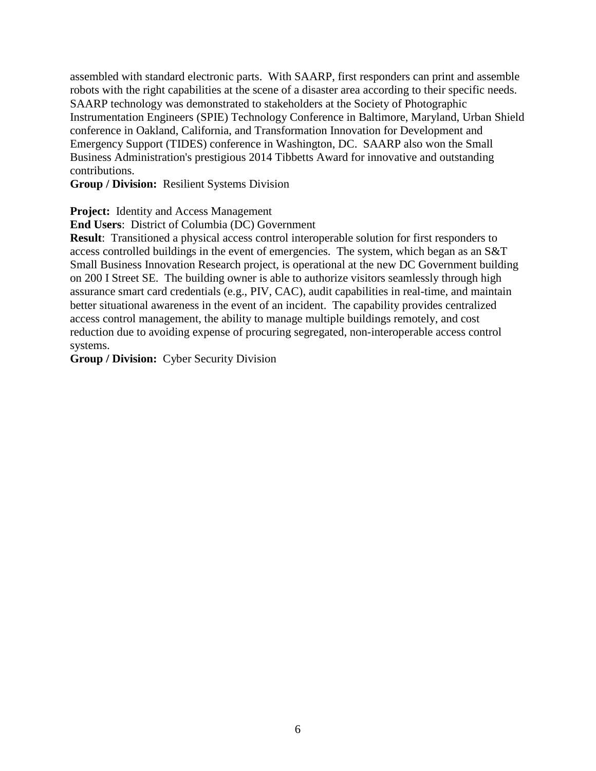assembled with standard electronic parts. With SAARP, first responders can print and assemble robots with the right capabilities at the scene of a disaster area according to their specific needs. SAARP technology was demonstrated to stakeholders at the Society of Photographic Instrumentation Engineers (SPIE) Technology Conference in Baltimore, Maryland, Urban Shield conference in Oakland, California, and Transformation Innovation for Development and Emergency Support (TIDES) conference in Washington, DC. SAARP also won the Small Business Administration's prestigious 2014 Tibbetts Award for innovative and outstanding contributions.
**Group / Division:** Resilient Systems Division

**Project:** Identity and Access Management
**End Users**: District of Columbia (DC) Government
**Result**: Transitioned a physical access control interoperable solution for first responders to access controlled buildings in the event of emergencies. The system, which began as an S&T Small Business Innovation Research project, is operational at the new DC Government building on 200 I Street SE. The building owner is able to authorize visitors seamlessly through high assurance smart card credentials (e.g., PIV, CAC), audit capabilities in real-time, and maintain better situational awareness in the event of an incident. The capability provides centralized access control management, the ability to manage multiple buildings remotely, and cost reduction due to avoiding expense of procuring segregated, non-interoperable access control systems.
**Group / Division:** Cyber Security Division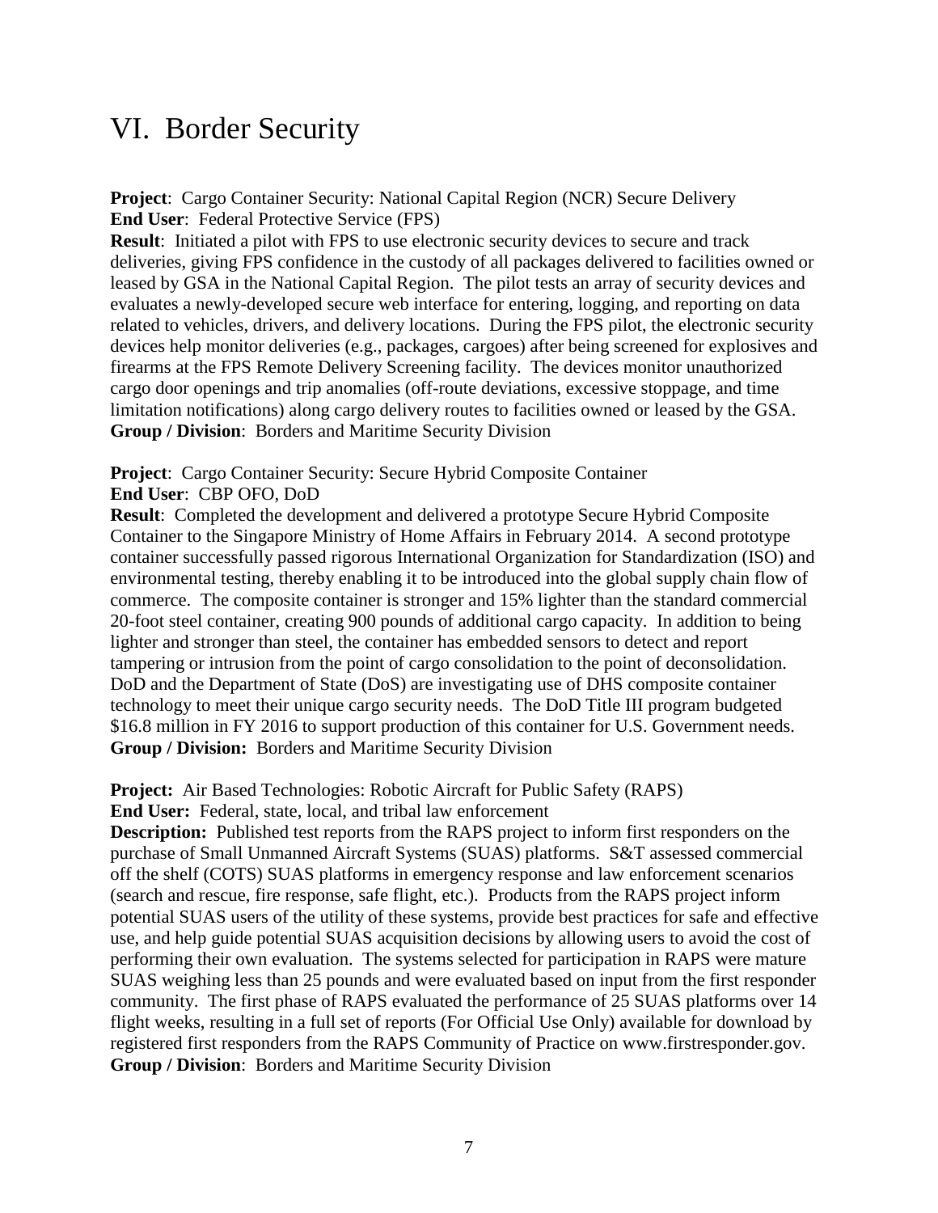# VI. Border Security

**Project**: Cargo Container Security: National Capital Region (NCR) Secure Delivery
**End User**: Federal Protective Service (FPS)
**Result**: Initiated a pilot with FPS to use electronic security devices to secure and track deliveries, giving FPS confidence in the custody of all packages delivered to facilities owned or leased by GSA in the National Capital Region. The pilot tests an array of security devices and evaluates a newly-developed secure web interface for entering, logging, and reporting on data related to vehicles, drivers, and delivery locations. During the FPS pilot, the electronic security devices help monitor deliveries (e.g., packages, cargoes) after being screened for explosives and firearms at the FPS Remote Delivery Screening facility. The devices monitor unauthorized cargo door openings and trip anomalies (off-route deviations, excessive stoppage, and time limitation notifications) along cargo delivery routes to facilities owned or leased by the GSA.
**Group / Division**: Borders and Maritime Security Division

**Project**: Cargo Container Security: Secure Hybrid Composite Container
**End User**: CBP OFO, DoD
**Result**: Completed the development and delivered a prototype Secure Hybrid Composite Container to the Singapore Ministry of Home Affairs in February 2014. A second prototype container successfully passed rigorous International Organization for Standardization (ISO) and environmental testing, thereby enabling it to be introduced into the global supply chain flow of commerce. The composite container is stronger and 15% lighter than the standard commercial 20-foot steel container, creating 900 pounds of additional cargo capacity. In addition to being lighter and stronger than steel, the container has embedded sensors to detect and report tampering or intrusion from the point of cargo consolidation to the point of deconsolidation. DoD and the Department of State (DoS) are investigating use of DHS composite container technology to meet their unique cargo security needs. The DoD Title III program budgeted $16.8 million in FY 2016 to support production of this container for U.S. Government needs.
**Group / Division:** Borders and Maritime Security Division

**Project:** Air Based Technologies: Robotic Aircraft for Public Safety (RAPS)
**End User:** Federal, state, local, and tribal law enforcement
**Description:** Published test reports from the RAPS project to inform first responders on the purchase of Small Unmanned Aircraft Systems (SUAS) platforms. S&T assessed commercial off the shelf (COTS) SUAS platforms in emergency response and law enforcement scenarios (search and rescue, fire response, safe flight, etc.). Products from the RAPS project inform potential SUAS users of the utility of these systems, provide best practices for safe and effective use, and help guide potential SUAS acquisition decisions by allowing users to avoid the cost of performing their own evaluation. The systems selected for participation in RAPS were mature SUAS weighing less than 25 pounds and were evaluated based on input from the first responder community. The first phase of RAPS evaluated the performance of 25 SUAS platforms over 14 flight weeks, resulting in a full set of reports (For Official Use Only) available for download by registered first responders from the RAPS Community of Practice on www.firstresponder.gov.
**Group / Division**: Borders and Maritime Security Division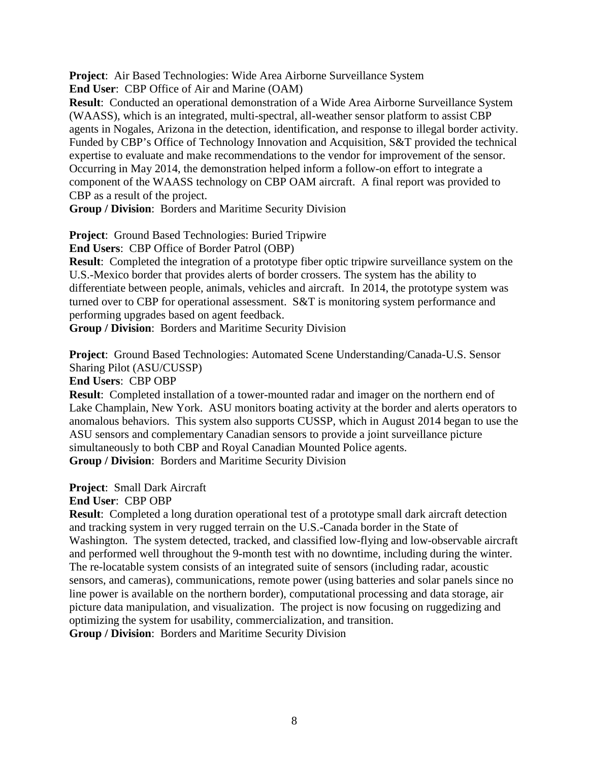**Project**: Air Based Technologies: Wide Area Airborne Surveillance System
**End User**: CBP Office of Air and Marine (OAM)
**Result**: Conducted an operational demonstration of a Wide Area Airborne Surveillance System (WAASS), which is an integrated, multi-spectral, all-weather sensor platform to assist CBP agents in Nogales, Arizona in the detection, identification, and response to illegal border activity. Funded by CBP's Office of Technology Innovation and Acquisition, S&T provided the technical expertise to evaluate and make recommendations to the vendor for improvement of the sensor. Occurring in May 2014, the demonstration helped inform a follow-on effort to integrate a component of the WAASS technology on CBP OAM aircraft. A final report was provided to CBP as a result of the project.
**Group / Division**: Borders and Maritime Security Division

**Project**: Ground Based Technologies: Buried Tripwire
**End Users**: CBP Office of Border Patrol (OBP)
**Result**: Completed the integration of a prototype fiber optic tripwire surveillance system on the U.S.-Mexico border that provides alerts of border crossers. The system has the ability to differentiate between people, animals, vehicles and aircraft. In 2014, the prototype system was turned over to CBP for operational assessment. S&T is monitoring system performance and performing upgrades based on agent feedback.
**Group / Division**: Borders and Maritime Security Division

**Project**: Ground Based Technologies: Automated Scene Understanding/Canada-U.S. Sensor Sharing Pilot (ASU/CUSSP)
**End Users**: CBP OBP
**Result**: Completed installation of a tower-mounted radar and imager on the northern end of Lake Champlain, New York. ASU monitors boating activity at the border and alerts operators to anomalous behaviors. This system also supports CUSSP, which in August 2014 began to use the ASU sensors and complementary Canadian sensors to provide a joint surveillance picture simultaneously to both CBP and Royal Canadian Mounted Police agents.
**Group / Division**: Borders and Maritime Security Division

**Project**: Small Dark Aircraft
**End User**: CBP OBP
**Result**: Completed a long duration operational test of a prototype small dark aircraft detection and tracking system in very rugged terrain on the U.S.-Canada border in the State of Washington. The system detected, tracked, and classified low-flying and low-observable aircraft and performed well throughout the 9-month test with no downtime, including during the winter. The re-locatable system consists of an integrated suite of sensors (including radar, acoustic sensors, and cameras), communications, remote power (using batteries and solar panels since no line power is available on the northern border), computational processing and data storage, air picture data manipulation, and visualization. The project is now focusing on ruggedizing and optimizing the system for usability, commercialization, and transition.
**Group / Division**: Borders and Maritime Security Division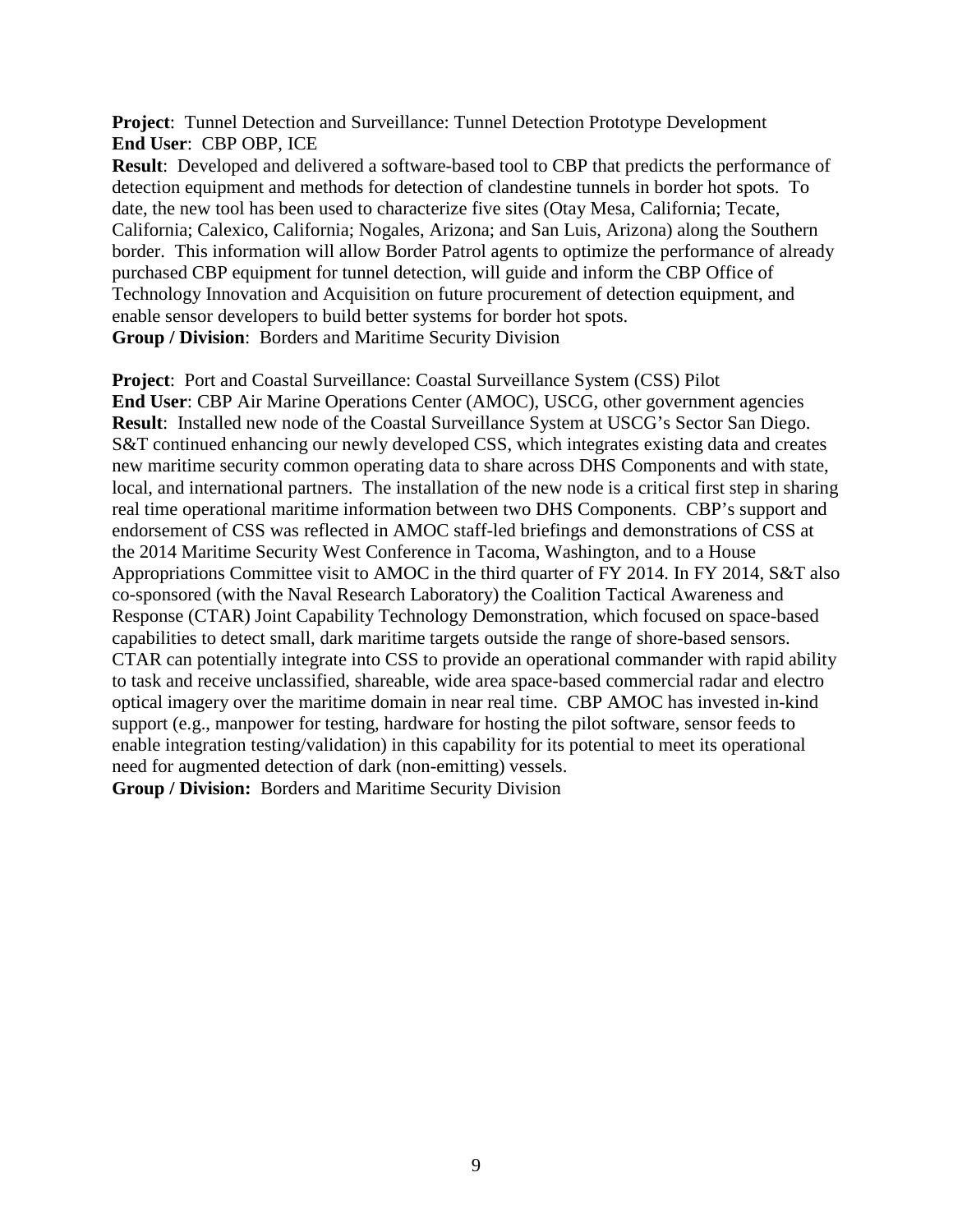**Project**: Tunnel Detection and Surveillance: Tunnel Detection Prototype Development
**End User**: CBP OBP, ICE
**Result**: Developed and delivered a software-based tool to CBP that predicts the performance of detection equipment and methods for detection of clandestine tunnels in border hot spots. To date, the new tool has been used to characterize five sites (Otay Mesa, California; Tecate, California; Calexico, California; Nogales, Arizona; and San Luis, Arizona) along the Southern border. This information will allow Border Patrol agents to optimize the performance of already purchased CBP equipment for tunnel detection, will guide and inform the CBP Office of Technology Innovation and Acquisition on future procurement of detection equipment, and enable sensor developers to build better systems for border hot spots.
**Group / Division**: Borders and Maritime Security Division

**Project**: Port and Coastal Surveillance: Coastal Surveillance System (CSS) Pilot
**End User**: CBP Air Marine Operations Center (AMOC), USCG, other government agencies
**Result**: Installed new node of the Coastal Surveillance System at USCG's Sector San Diego. S&T continued enhancing our newly developed CSS, which integrates existing data and creates new maritime security common operating data to share across DHS Components and with state, local, and international partners. The installation of the new node is a critical first step in sharing real time operational maritime information between two DHS Components. CBP's support and endorsement of CSS was reflected in AMOC staff-led briefings and demonstrations of CSS at the 2014 Maritime Security West Conference in Tacoma, Washington, and to a House Appropriations Committee visit to AMOC in the third quarter of FY 2014. In FY 2014, S&T also co-sponsored (with the Naval Research Laboratory) the Coalition Tactical Awareness and Response (CTAR) Joint Capability Technology Demonstration, which focused on space-based capabilities to detect small, dark maritime targets outside the range of shore-based sensors. CTAR can potentially integrate into CSS to provide an operational commander with rapid ability to task and receive unclassified, shareable, wide area space-based commercial radar and electro optical imagery over the maritime domain in near real time. CBP AMOC has invested in-kind support (e.g., manpower for testing, hardware for hosting the pilot software, sensor feeds to enable integration testing/validation) in this capability for its potential to meet its operational need for augmented detection of dark (non-emitting) vessels.
**Group / Division:** Borders and Maritime Security Division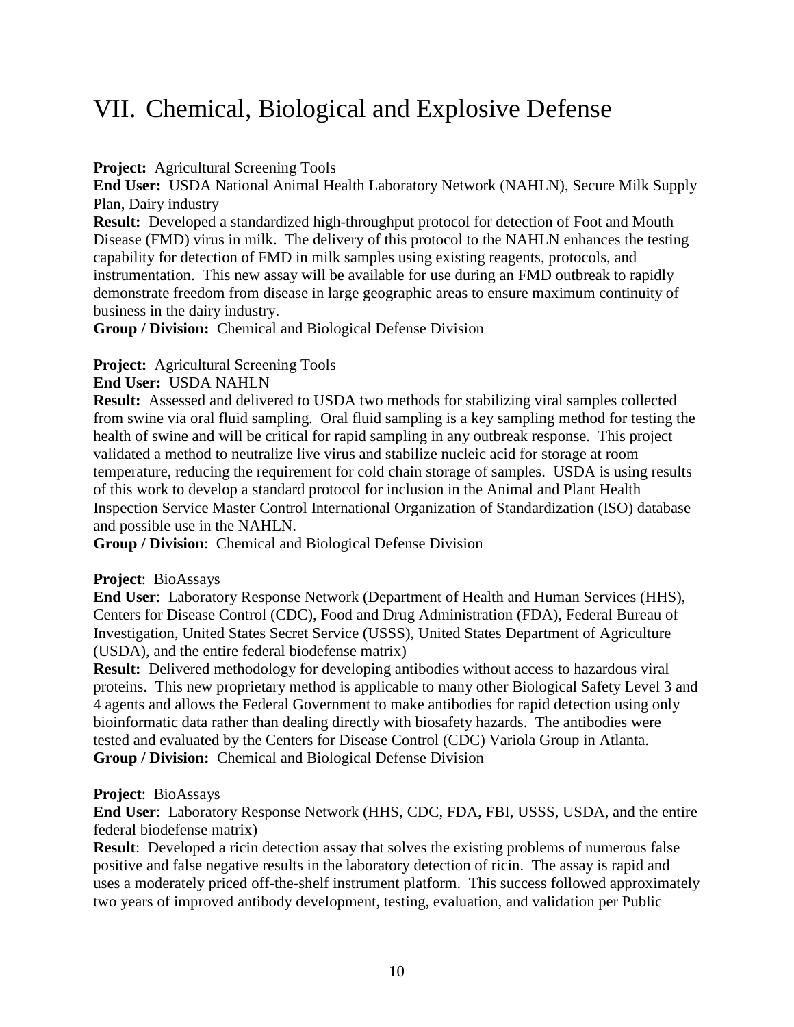# VII. Chemical, Biological and Explosive Defense

**Project:** Agricultural Screening Tools
**End User:** USDA National Animal Health Laboratory Network (NAHLN), Secure Milk Supply Plan, Dairy industry
**Result:** Developed a standardized high-throughput protocol for detection of Foot and Mouth Disease (FMD) virus in milk. The delivery of this protocol to the NAHLN enhances the testing capability for detection of FMD in milk samples using existing reagents, protocols, and instrumentation. This new assay will be available for use during an FMD outbreak to rapidly demonstrate freedom from disease in large geographic areas to ensure maximum continuity of business in the dairy industry.
**Group / Division:** Chemical and Biological Defense Division

**Project:** Agricultural Screening Tools
**End User:** USDA NAHLN
**Result:** Assessed and delivered to USDA two methods for stabilizing viral samples collected from swine via oral fluid sampling. Oral fluid sampling is a key sampling method for testing the health of swine and will be critical for rapid sampling in any outbreak response. This project validated a method to neutralize live virus and stabilize nucleic acid for storage at room temperature, reducing the requirement for cold chain storage of samples. USDA is using results of this work to develop a standard protocol for inclusion in the Animal and Plant Health Inspection Service Master Control International Organization of Standardization (ISO) database and possible use in the NAHLN.
**Group / Division**: Chemical and Biological Defense Division

**Project**: BioAssays
**End User**: Laboratory Response Network (Department of Health and Human Services (HHS), Centers for Disease Control (CDC), Food and Drug Administration (FDA), Federal Bureau of Investigation, United States Secret Service (USSS), United States Department of Agriculture (USDA), and the entire federal biodefense matrix)
**Result:** Delivered methodology for developing antibodies without access to hazardous viral proteins. This new proprietary method is applicable to many other Biological Safety Level 3 and 4 agents and allows the Federal Government to make antibodies for rapid detection using only bioinformatic data rather than dealing directly with biosafety hazards. The antibodies were tested and evaluated by the Centers for Disease Control (CDC) Variola Group in Atlanta.
**Group / Division:** Chemical and Biological Defense Division

**Project**: BioAssays
**End User**: Laboratory Response Network (HHS, CDC, FDA, FBI, USSS, USDA, and the entire federal biodefense matrix)
**Result**: Developed a ricin detection assay that solves the existing problems of numerous false positive and false negative results in the laboratory detection of ricin. The assay is rapid and uses a moderately priced off-the-shelf instrument platform. This success followed approximately two years of improved antibody development, testing, evaluation, and validation per Public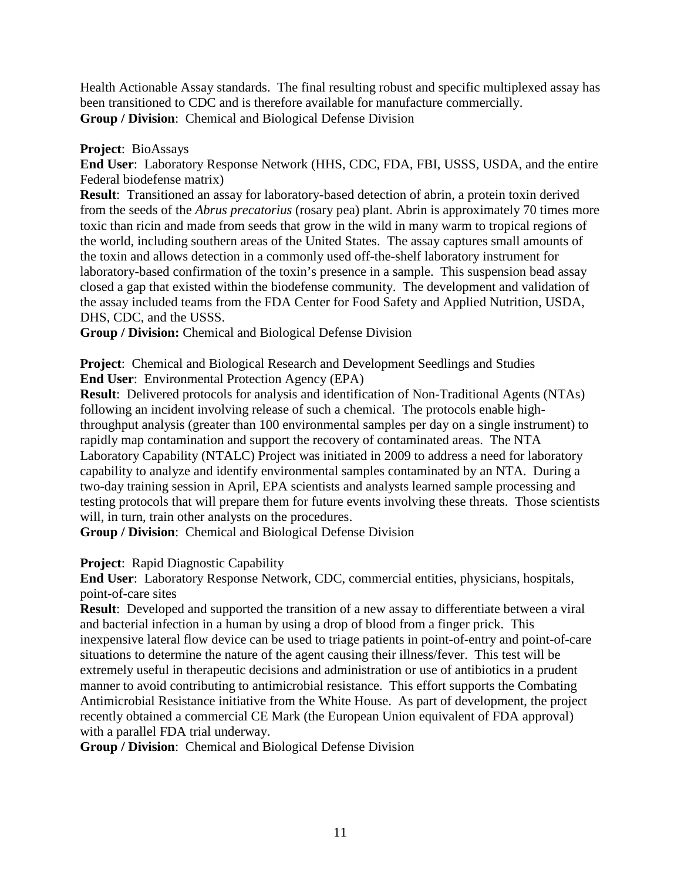Health Actionable Assay standards. The final resulting robust and specific multiplexed assay has been transitioned to CDC and is therefore available for manufacture commercially.
**Group / Division**: Chemical and Biological Defense Division

**Project**: BioAssays
**End User**: Laboratory Response Network (HHS, CDC, FDA, FBI, USSS, USDA, and the entire Federal biodefense matrix)
**Result**: Transitioned an assay for laboratory-based detection of abrin, a protein toxin derived from the seeds of the *Abrus precatorius* (rosary pea) plant. Abrin is approximately 70 times more toxic than ricin and made from seeds that grow in the wild in many warm to tropical regions of the world, including southern areas of the United States. The assay captures small amounts of the toxin and allows detection in a commonly used off-the-shelf laboratory instrument for laboratory-based confirmation of the toxin's presence in a sample. This suspension bead assay closed a gap that existed within the biodefense community. The development and validation of the assay included teams from the FDA Center for Food Safety and Applied Nutrition, USDA, DHS, CDC, and the USSS.
**Group / Division:** Chemical and Biological Defense Division

**Project**: Chemical and Biological Research and Development Seedlings and Studies
**End User**: Environmental Protection Agency (EPA)
**Result**: Delivered protocols for analysis and identification of Non-Traditional Agents (NTAs) following an incident involving release of such a chemical. The protocols enable high-throughput analysis (greater than 100 environmental samples per day on a single instrument) to rapidly map contamination and support the recovery of contaminated areas. The NTA Laboratory Capability (NTALC) Project was initiated in 2009 to address a need for laboratory capability to analyze and identify environmental samples contaminated by an NTA. During a two-day training session in April, EPA scientists and analysts learned sample processing and testing protocols that will prepare them for future events involving these threats. Those scientists will, in turn, train other analysts on the procedures.
**Group / Division**: Chemical and Biological Defense Division

**Project**: Rapid Diagnostic Capability
**End User**: Laboratory Response Network, CDC, commercial entities, physicians, hospitals, point-of-care sites
**Result**: Developed and supported the transition of a new assay to differentiate between a viral and bacterial infection in a human by using a drop of blood from a finger prick. This inexpensive lateral flow device can be used to triage patients in point-of-entry and point-of-care situations to determine the nature of the agent causing their illness/fever. This test will be extremely useful in therapeutic decisions and administration or use of antibiotics in a prudent manner to avoid contributing to antimicrobial resistance. This effort supports the Combating Antimicrobial Resistance initiative from the White House. As part of development, the project recently obtained a commercial CE Mark (the European Union equivalent of FDA approval) with a parallel FDA trial underway.
**Group / Division**: Chemical and Biological Defense Division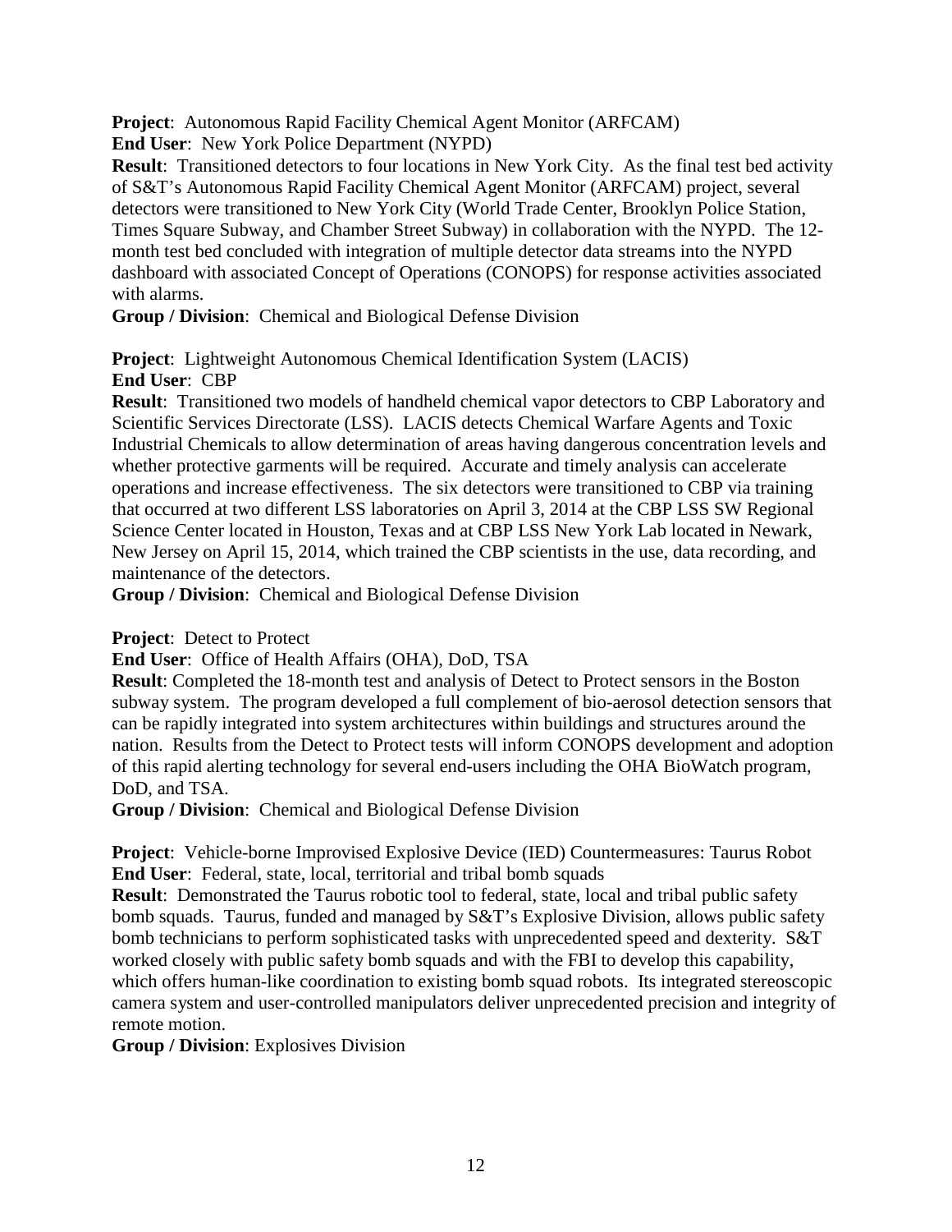**Project**: Autonomous Rapid Facility Chemical Agent Monitor (ARFCAM)
**End User**: New York Police Department (NYPD)
**Result**: Transitioned detectors to four locations in New York City. As the final test bed activity of S&T's Autonomous Rapid Facility Chemical Agent Monitor (ARFCAM) project, several detectors were transitioned to New York City (World Trade Center, Brooklyn Police Station, Times Square Subway, and Chamber Street Subway) in collaboration with the NYPD. The 12-month test bed concluded with integration of multiple detector data streams into the NYPD dashboard with associated Concept of Operations (CONOPS) for response activities associated with alarms.
**Group / Division**: Chemical and Biological Defense Division

**Project**: Lightweight Autonomous Chemical Identification System (LACIS)
**End User**: CBP
**Result**: Transitioned two models of handheld chemical vapor detectors to CBP Laboratory and Scientific Services Directorate (LSS). LACIS detects Chemical Warfare Agents and Toxic Industrial Chemicals to allow determination of areas having dangerous concentration levels and whether protective garments will be required. Accurate and timely analysis can accelerate operations and increase effectiveness. The six detectors were transitioned to CBP via training that occurred at two different LSS laboratories on April 3, 2014 at the CBP LSS SW Regional Science Center located in Houston, Texas and at CBP LSS New York Lab located in Newark, New Jersey on April 15, 2014, which trained the CBP scientists in the use, data recording, and maintenance of the detectors.
**Group / Division**: Chemical and Biological Defense Division

**Project**: Detect to Protect
**End User**: Office of Health Affairs (OHA), DoD, TSA
**Result**: Completed the 18-month test and analysis of Detect to Protect sensors in the Boston subway system. The program developed a full complement of bio-aerosol detection sensors that can be rapidly integrated into system architectures within buildings and structures around the nation. Results from the Detect to Protect tests will inform CONOPS development and adoption of this rapid alerting technology for several end-users including the OHA BioWatch program, DoD, and TSA.
**Group / Division**: Chemical and Biological Defense Division

**Project**: Vehicle-borne Improvised Explosive Device (IED) Countermeasures: Taurus Robot
**End User**: Federal, state, local, territorial and tribal bomb squads
**Result**: Demonstrated the Taurus robotic tool to federal, state, local and tribal public safety bomb squads. Taurus, funded and managed by S&T's Explosive Division, allows public safety bomb technicians to perform sophisticated tasks with unprecedented speed and dexterity. S&T worked closely with public safety bomb squads and with the FBI to develop this capability, which offers human-like coordination to existing bomb squad robots. Its integrated stereoscopic camera system and user-controlled manipulators deliver unprecedented precision and integrity of remote motion.
**Group / Division**: Explosives Division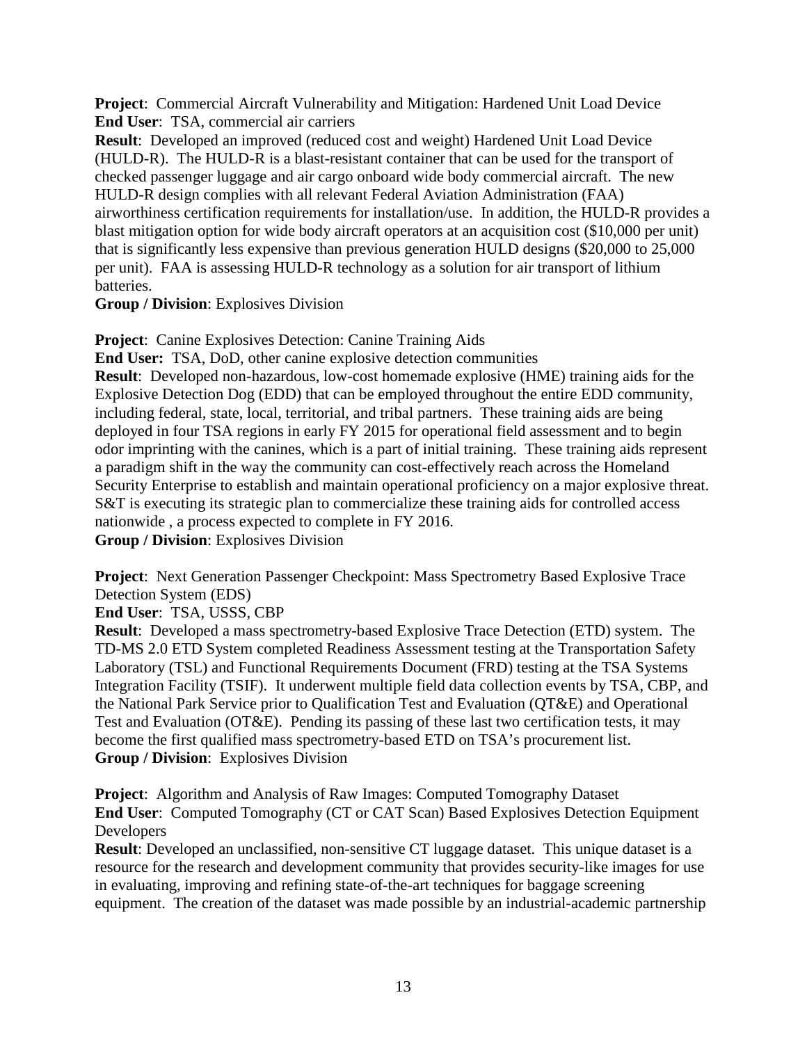**Project**: Commercial Aircraft Vulnerability and Mitigation: Hardened Unit Load Device
**End User**: TSA, commercial air carriers
**Result**: Developed an improved (reduced cost and weight) Hardened Unit Load Device (HULD-R). The HULD-R is a blast-resistant container that can be used for the transport of checked passenger luggage and air cargo onboard wide body commercial aircraft. The new HULD-R design complies with all relevant Federal Aviation Administration (FAA) airworthiness certification requirements for installation/use. In addition, the HULD-R provides a blast mitigation option for wide body aircraft operators at an acquisition cost ($10,000 per unit) that is significantly less expensive than previous generation HULD designs ($20,000 to 25,000 per unit). FAA is assessing HULD-R technology as a solution for air transport of lithium batteries.
**Group / Division**: Explosives Division

**Project**: Canine Explosives Detection: Canine Training Aids
**End User:** TSA, DoD, other canine explosive detection communities
**Result**: Developed non-hazardous, low-cost homemade explosive (HME) training aids for the Explosive Detection Dog (EDD) that can be employed throughout the entire EDD community, including federal, state, local, territorial, and tribal partners. These training aids are being deployed in four TSA regions in early FY 2015 for operational field assessment and to begin odor imprinting with the canines, which is a part of initial training. These training aids represent a paradigm shift in the way the community can cost-effectively reach across the Homeland Security Enterprise to establish and maintain operational proficiency on a major explosive threat. S&T is executing its strategic plan to commercialize these training aids for controlled access nationwide , a process expected to complete in FY 2016.
**Group / Division**: Explosives Division

**Project**: Next Generation Passenger Checkpoint: Mass Spectrometry Based Explosive Trace Detection System (EDS)
**End User**: TSA, USSS, CBP
**Result**: Developed a mass spectrometry-based Explosive Trace Detection (ETD) system. The TD-MS 2.0 ETD System completed Readiness Assessment testing at the Transportation Safety Laboratory (TSL) and Functional Requirements Document (FRD) testing at the TSA Systems Integration Facility (TSIF). It underwent multiple field data collection events by TSA, CBP, and the National Park Service prior to Qualification Test and Evaluation (QT&E) and Operational Test and Evaluation (OT&E). Pending its passing of these last two certification tests, it may become the first qualified mass spectrometry-based ETD on TSA's procurement list.
**Group / Division**: Explosives Division

**Project**: Algorithm and Analysis of Raw Images: Computed Tomography Dataset
**End User**: Computed Tomography (CT or CAT Scan) Based Explosives Detection Equipment Developers
**Result**: Developed an unclassified, non-sensitive CT luggage dataset. This unique dataset is a resource for the research and development community that provides security-like images for use in evaluating, improving and refining state-of-the-art techniques for baggage screening equipment. The creation of the dataset was made possible by an industrial-academic partnership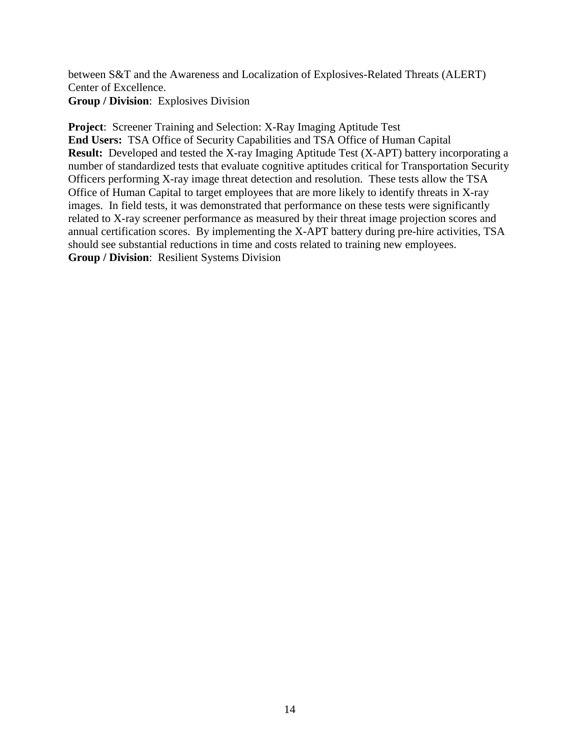between S&T and the Awareness and Localization of Explosives-Related Threats (ALERT) Center of Excellence.
**Group / Division**: Explosives Division

**Project**: Screener Training and Selection: X-Ray Imaging Aptitude Test
**End Users:** TSA Office of Security Capabilities and TSA Office of Human Capital
**Result:** Developed and tested the X-ray Imaging Aptitude Test (X-APT) battery incorporating a number of standardized tests that evaluate cognitive aptitudes critical for Transportation Security Officers performing X-ray image threat detection and resolution. These tests allow the TSA Office of Human Capital to target employees that are more likely to identify threats in X-ray images. In field tests, it was demonstrated that performance on these tests were significantly related to X-ray screener performance as measured by their threat image projection scores and annual certification scores. By implementing the X-APT battery during pre-hire activities, TSA should see substantial reductions in time and costs related to training new employees.
**Group / Division**: Resilient Systems Division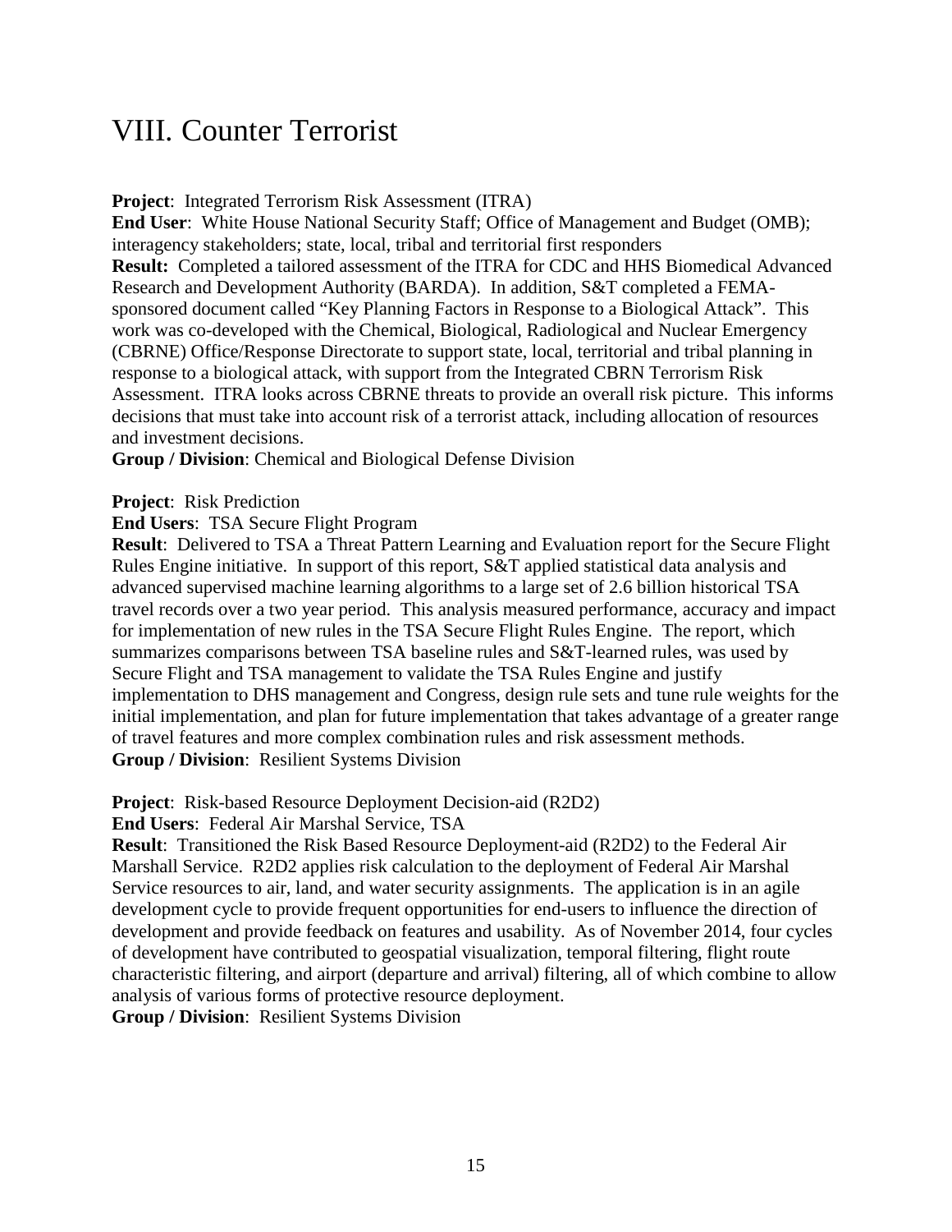# VIII. Counter Terrorist

**Project**: Integrated Terrorism Risk Assessment (ITRA)
**End User**: White House National Security Staff; Office of Management and Budget (OMB); interagency stakeholders; state, local, tribal and territorial first responders
**Result:** Completed a tailored assessment of the ITRA for CDC and HHS Biomedical Advanced Research and Development Authority (BARDA). In addition, S&T completed a FEMA-sponsored document called "Key Planning Factors in Response to a Biological Attack". This work was co-developed with the Chemical, Biological, Radiological and Nuclear Emergency (CBRNE) Office/Response Directorate to support state, local, territorial and tribal planning in response to a biological attack, with support from the Integrated CBRN Terrorism Risk Assessment. ITRA looks across CBRNE threats to provide an overall risk picture. This informs decisions that must take into account risk of a terrorist attack, including allocation of resources and investment decisions.
**Group / Division**: Chemical and Biological Defense Division

**Project**: Risk Prediction
**End Users**: TSA Secure Flight Program
**Result**: Delivered to TSA a Threat Pattern Learning and Evaluation report for the Secure Flight Rules Engine initiative. In support of this report, S&T applied statistical data analysis and advanced supervised machine learning algorithms to a large set of 2.6 billion historical TSA travel records over a two year period. This analysis measured performance, accuracy and impact for implementation of new rules in the TSA Secure Flight Rules Engine. The report, which summarizes comparisons between TSA baseline rules and S&T-learned rules, was used by Secure Flight and TSA management to validate the TSA Rules Engine and justify implementation to DHS management and Congress, design rule sets and tune rule weights for the initial implementation, and plan for future implementation that takes advantage of a greater range of travel features and more complex combination rules and risk assessment methods.
**Group / Division**: Resilient Systems Division

**Project**: Risk-based Resource Deployment Decision-aid (R2D2)
**End Users**: Federal Air Marshal Service, TSA
**Result**: Transitioned the Risk Based Resource Deployment-aid (R2D2) to the Federal Air Marshall Service. R2D2 applies risk calculation to the deployment of Federal Air Marshal Service resources to air, land, and water security assignments. The application is in an agile development cycle to provide frequent opportunities for end-users to influence the direction of development and provide feedback on features and usability. As of November 2014, four cycles of development have contributed to geospatial visualization, temporal filtering, flight route characteristic filtering, and airport (departure and arrival) filtering, all of which combine to allow analysis of various forms of protective resource deployment.
**Group / Division**: Resilient Systems Division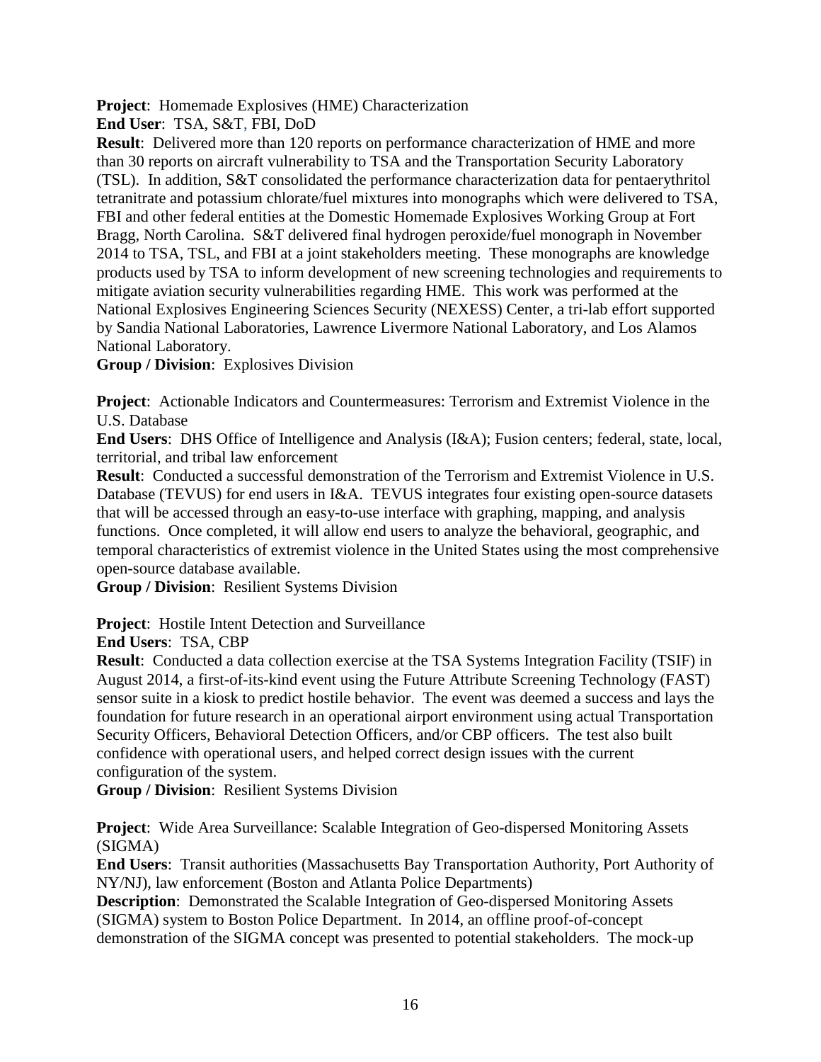**Project**: Homemade Explosives (HME) Characterization
**End User**: TSA, S&T, FBI, DoD
**Result**: Delivered more than 120 reports on performance characterization of HME and more than 30 reports on aircraft vulnerability to TSA and the Transportation Security Laboratory (TSL). In addition, S&T consolidated the performance characterization data for pentaerythritol tetranitrate and potassium chlorate/fuel mixtures into monographs which were delivered to TSA, FBI and other federal entities at the Domestic Homemade Explosives Working Group at Fort Bragg, North Carolina. S&T delivered final hydrogen peroxide/fuel monograph in November 2014 to TSA, TSL, and FBI at a joint stakeholders meeting. These monographs are knowledge products used by TSA to inform development of new screening technologies and requirements to mitigate aviation security vulnerabilities regarding HME. This work was performed at the National Explosives Engineering Sciences Security (NEXESS) Center, a tri-lab effort supported by Sandia National Laboratories, Lawrence Livermore National Laboratory, and Los Alamos National Laboratory.
**Group / Division**: Explosives Division

**Project**: Actionable Indicators and Countermeasures: Terrorism and Extremist Violence in the U.S. Database
**End Users**: DHS Office of Intelligence and Analysis (I&A); Fusion centers; federal, state, local, territorial, and tribal law enforcement
**Result**: Conducted a successful demonstration of the Terrorism and Extremist Violence in U.S. Database (TEVUS) for end users in I&A. TEVUS integrates four existing open-source datasets that will be accessed through an easy-to-use interface with graphing, mapping, and analysis functions. Once completed, it will allow end users to analyze the behavioral, geographic, and temporal characteristics of extremist violence in the United States using the most comprehensive open-source database available.
**Group / Division**: Resilient Systems Division

**Project**: Hostile Intent Detection and Surveillance
**End Users**: TSA, CBP
**Result**: Conducted a data collection exercise at the TSA Systems Integration Facility (TSIF) in August 2014, a first-of-its-kind event using the Future Attribute Screening Technology (FAST) sensor suite in a kiosk to predict hostile behavior. The event was deemed a success and lays the foundation for future research in an operational airport environment using actual Transportation Security Officers, Behavioral Detection Officers, and/or CBP officers. The test also built confidence with operational users, and helped correct design issues with the current configuration of the system.
**Group / Division**: Resilient Systems Division

**Project**: Wide Area Surveillance: Scalable Integration of Geo-dispersed Monitoring Assets (SIGMA)
**End Users**: Transit authorities (Massachusetts Bay Transportation Authority, Port Authority of NY/NJ), law enforcement (Boston and Atlanta Police Departments)
**Description**: Demonstrated the Scalable Integration of Geo-dispersed Monitoring Assets (SIGMA) system to Boston Police Department. In 2014, an offline proof-of-concept demonstration of the SIGMA concept was presented to potential stakeholders. The mock-up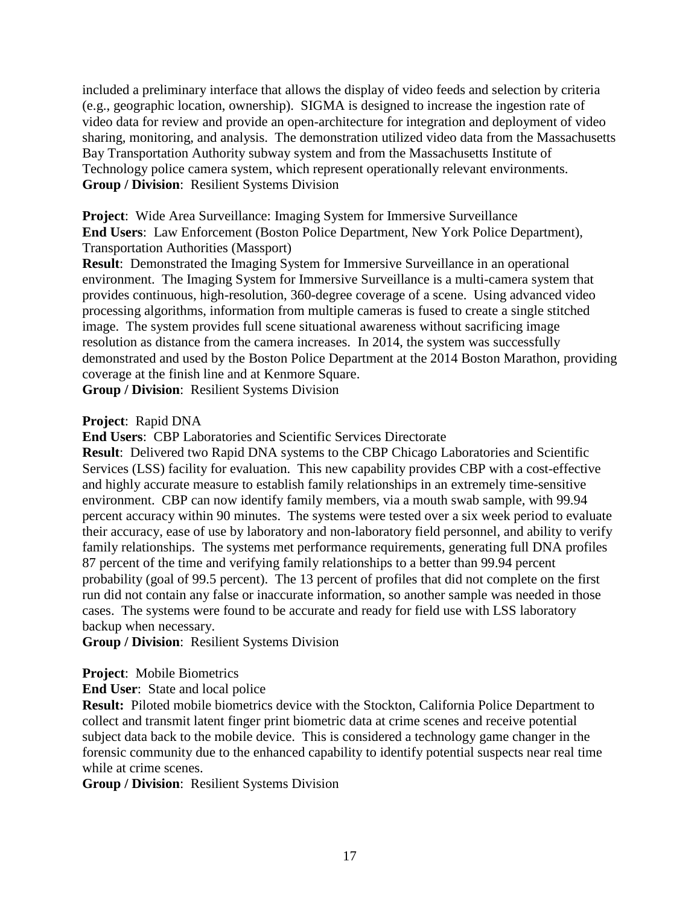included a preliminary interface that allows the display of video feeds and selection by criteria (e.g., geographic location, ownership). SIGMA is designed to increase the ingestion rate of video data for review and provide an open-architecture for integration and deployment of video sharing, monitoring, and analysis. The demonstration utilized video data from the Massachusetts Bay Transportation Authority subway system and from the Massachusetts Institute of Technology police camera system, which represent operationally relevant environments.
**Group / Division**: Resilient Systems Division

**Project**: Wide Area Surveillance: Imaging System for Immersive Surveillance
**End Users**: Law Enforcement (Boston Police Department, New York Police Department), Transportation Authorities (Massport)
**Result**: Demonstrated the Imaging System for Immersive Surveillance in an operational environment. The Imaging System for Immersive Surveillance is a multi-camera system that provides continuous, high-resolution, 360-degree coverage of a scene. Using advanced video processing algorithms, information from multiple cameras is fused to create a single stitched image. The system provides full scene situational awareness without sacrificing image resolution as distance from the camera increases. In 2014, the system was successfully demonstrated and used by the Boston Police Department at the 2014 Boston Marathon, providing coverage at the finish line and at Kenmore Square.
**Group / Division**: Resilient Systems Division

**Project**: Rapid DNA
**End Users**: CBP Laboratories and Scientific Services Directorate
**Result**: Delivered two Rapid DNA systems to the CBP Chicago Laboratories and Scientific Services (LSS) facility for evaluation. This new capability provides CBP with a cost-effective and highly accurate measure to establish family relationships in an extremely time-sensitive environment. CBP can now identify family members, via a mouth swab sample, with 99.94 percent accuracy within 90 minutes. The systems were tested over a six week period to evaluate their accuracy, ease of use by laboratory and non-laboratory field personnel, and ability to verify family relationships. The systems met performance requirements, generating full DNA profiles 87 percent of the time and verifying family relationships to a better than 99.94 percent probability (goal of 99.5 percent). The 13 percent of profiles that did not complete on the first run did not contain any false or inaccurate information, so another sample was needed in those cases. The systems were found to be accurate and ready for field use with LSS laboratory backup when necessary.
**Group / Division**: Resilient Systems Division

**Project**: Mobile Biometrics
**End User**: State and local police
**Result:** Piloted mobile biometrics device with the Stockton, California Police Department to collect and transmit latent finger print biometric data at crime scenes and receive potential subject data back to the mobile device. This is considered a technology game changer in the forensic community due to the enhanced capability to identify potential suspects near real time while at crime scenes.
**Group / Division**: Resilient Systems Division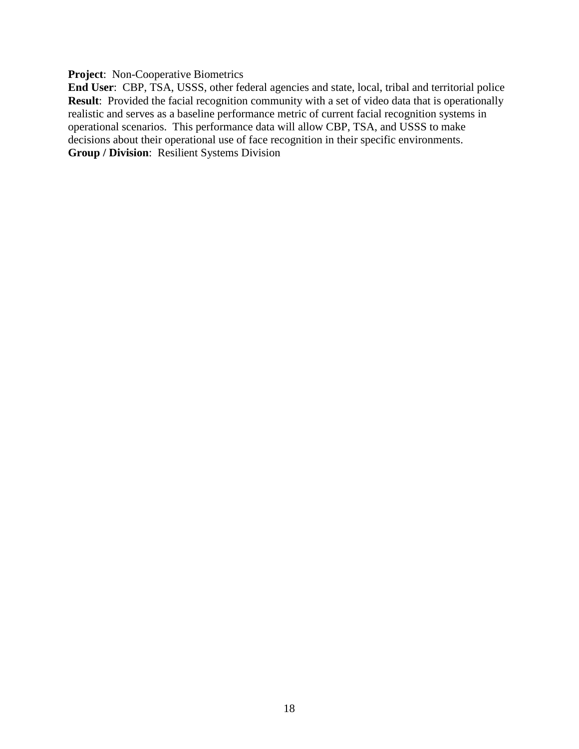**Project**: Non-Cooperative Biometrics
**End User**: CBP, TSA, USSS, other federal agencies and state, local, tribal and territorial police
**Result**: Provided the facial recognition community with a set of video data that is operationally realistic and serves as a baseline performance metric of current facial recognition systems in operational scenarios. This performance data will allow CBP, TSA, and USSS to make decisions about their operational use of face recognition in their specific environments.
**Group / Division**: Resilient Systems Division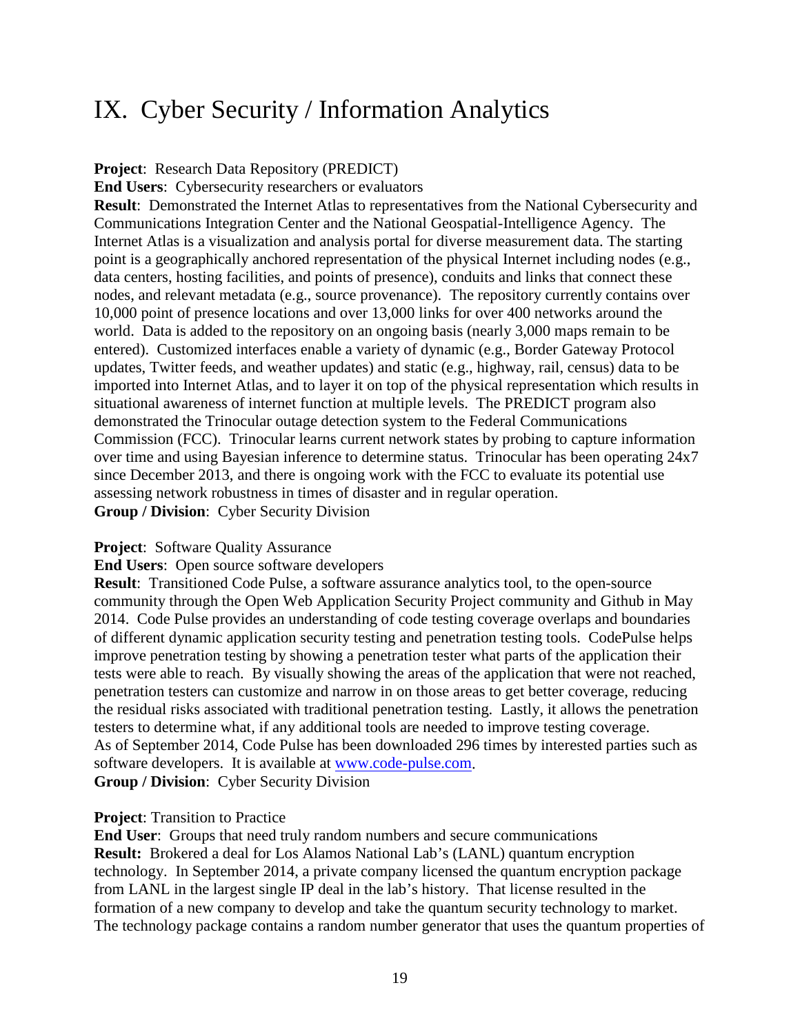# IX. Cyber Security / Information Analytics

**Project**: Research Data Repository (PREDICT)
**End Users**: Cybersecurity researchers or evaluators
**Result**: Demonstrated the Internet Atlas to representatives from the National Cybersecurity and Communications Integration Center and the National Geospatial-Intelligence Agency. The Internet Atlas is a visualization and analysis portal for diverse measurement data. The starting point is a geographically anchored representation of the physical Internet including nodes (e.g., data centers, hosting facilities, and points of presence), conduits and links that connect these nodes, and relevant metadata (e.g., source provenance). The repository currently contains over 10,000 point of presence locations and over 13,000 links for over 400 networks around the world. Data is added to the repository on an ongoing basis (nearly 3,000 maps remain to be entered). Customized interfaces enable a variety of dynamic (e.g., Border Gateway Protocol updates, Twitter feeds, and weather updates) and static (e.g., highway, rail, census) data to be imported into Internet Atlas, and to layer it on top of the physical representation which results in situational awareness of internet function at multiple levels. The PREDICT program also demonstrated the Trinocular outage detection system to the Federal Communications Commission (FCC). Trinocular learns current network states by probing to capture information over time and using Bayesian inference to determine status. Trinocular has been operating 24x7 since December 2013, and there is ongoing work with the FCC to evaluate its potential use assessing network robustness in times of disaster and in regular operation.
**Group / Division**: Cyber Security Division

**Project**: Software Quality Assurance
**End Users**: Open source software developers
**Result**: Transitioned Code Pulse, a software assurance analytics tool, to the open-source community through the Open Web Application Security Project community and Github in May 2014. Code Pulse provides an understanding of code testing coverage overlaps and boundaries of different dynamic application security testing and penetration testing tools. CodePulse helps improve penetration testing by showing a penetration tester what parts of the application their tests were able to reach. By visually showing the areas of the application that were not reached, penetration testers can customize and narrow in on those areas to get better coverage, reducing the residual risks associated with traditional penetration testing. Lastly, it allows the penetration testers to determine what, if any additional tools are needed to improve testing coverage. As of September 2014, Code Pulse has been downloaded 296 times by interested parties such as software developers. It is available at [www.code-pulse.com](http://www.code-pulse.com).
**Group / Division**: Cyber Security Division

**Project**: Transition to Practice
**End User**: Groups that need truly random numbers and secure communications
**Result:** Brokered a deal for Los Alamos National Lab's (LANL) quantum encryption technology. In September 2014, a private company licensed the quantum encryption package from LANL in the largest single IP deal in the lab's history. That license resulted in the formation of a new company to develop and take the quantum security technology to market. The technology package contains a random number generator that uses the quantum properties of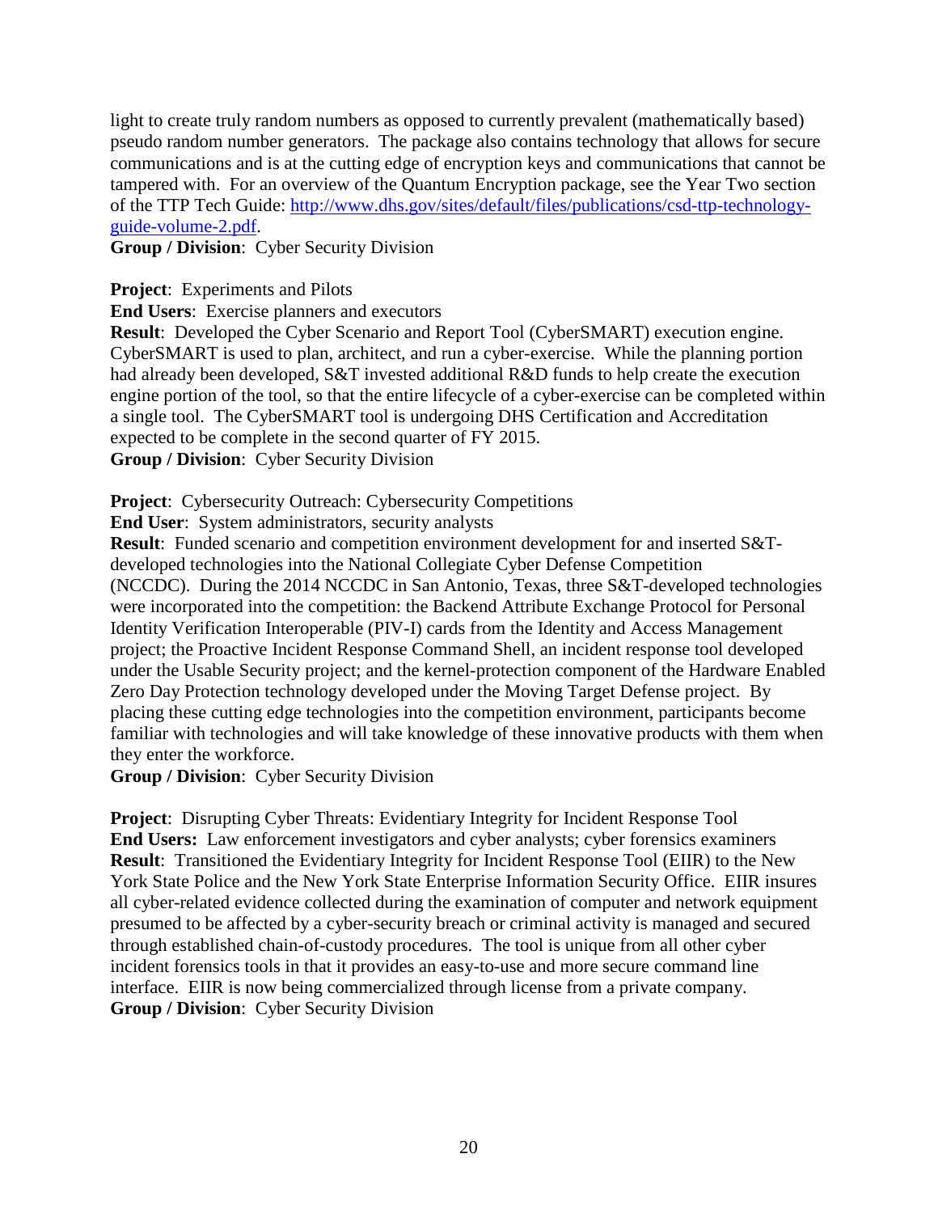light to create truly random numbers as opposed to currently prevalent (mathematically based) pseudo random number generators. The package also contains technology that allows for secure communications and is at the cutting edge of encryption keys and communications that cannot be tampered with. For an overview of the Quantum Encryption package, see the Year Two section of the TTP Tech Guide: [http://www.dhs.gov/sites/default/files/publications/csd-ttp-technology-guide-volume-2.pdf](http://www.dhs.gov/sites/default/files/publications/csd-ttp-technology-guide-volume-2.pdf).
**Group / Division**: Cyber Security Division

**Project**: Experiments and Pilots
**End Users**: Exercise planners and executors
**Result**: Developed the Cyber Scenario and Report Tool (CyberSMART) execution engine. CyberSMART is used to plan, architect, and run a cyber-exercise. While the planning portion had already been developed, S&T invested additional R&D funds to help create the execution engine portion of the tool, so that the entire lifecycle of a cyber-exercise can be completed within a single tool. The CyberSMART tool is undergoing DHS Certification and Accreditation expected to be complete in the second quarter of FY 2015.
**Group / Division**: Cyber Security Division

**Project**: Cybersecurity Outreach: Cybersecurity Competitions
**End User**: System administrators, security analysts
**Result**: Funded scenario and competition environment development for and inserted S&T-developed technologies into the National Collegiate Cyber Defense Competition (NCCDC). During the 2014 NCCDC in San Antonio, Texas, three S&T-developed technologies were incorporated into the competition: the Backend Attribute Exchange Protocol for Personal Identity Verification Interoperable (PIV-I) cards from the Identity and Access Management project; the Proactive Incident Response Command Shell, an incident response tool developed under the Usable Security project; and the kernel-protection component of the Hardware Enabled Zero Day Protection technology developed under the Moving Target Defense project. By placing these cutting edge technologies into the competition environment, participants become familiar with technologies and will take knowledge of these innovative products with them when they enter the workforce.
**Group / Division**: Cyber Security Division

**Project**: Disrupting Cyber Threats: Evidentiary Integrity for Incident Response Tool
**End Users:** Law enforcement investigators and cyber analysts; cyber forensics examiners
**Result**: Transitioned the Evidentiary Integrity for Incident Response Tool (EIIR) to the New York State Police and the New York State Enterprise Information Security Office. EIIR insures all cyber-related evidence collected during the examination of computer and network equipment presumed to be affected by a cyber-security breach or criminal activity is managed and secured through established chain-of-custody procedures. The tool is unique from all other cyber incident forensics tools in that it provides an easy-to-use and more secure command line interface. EIIR is now being commercialized through license from a private company.
**Group / Division**: Cyber Security Division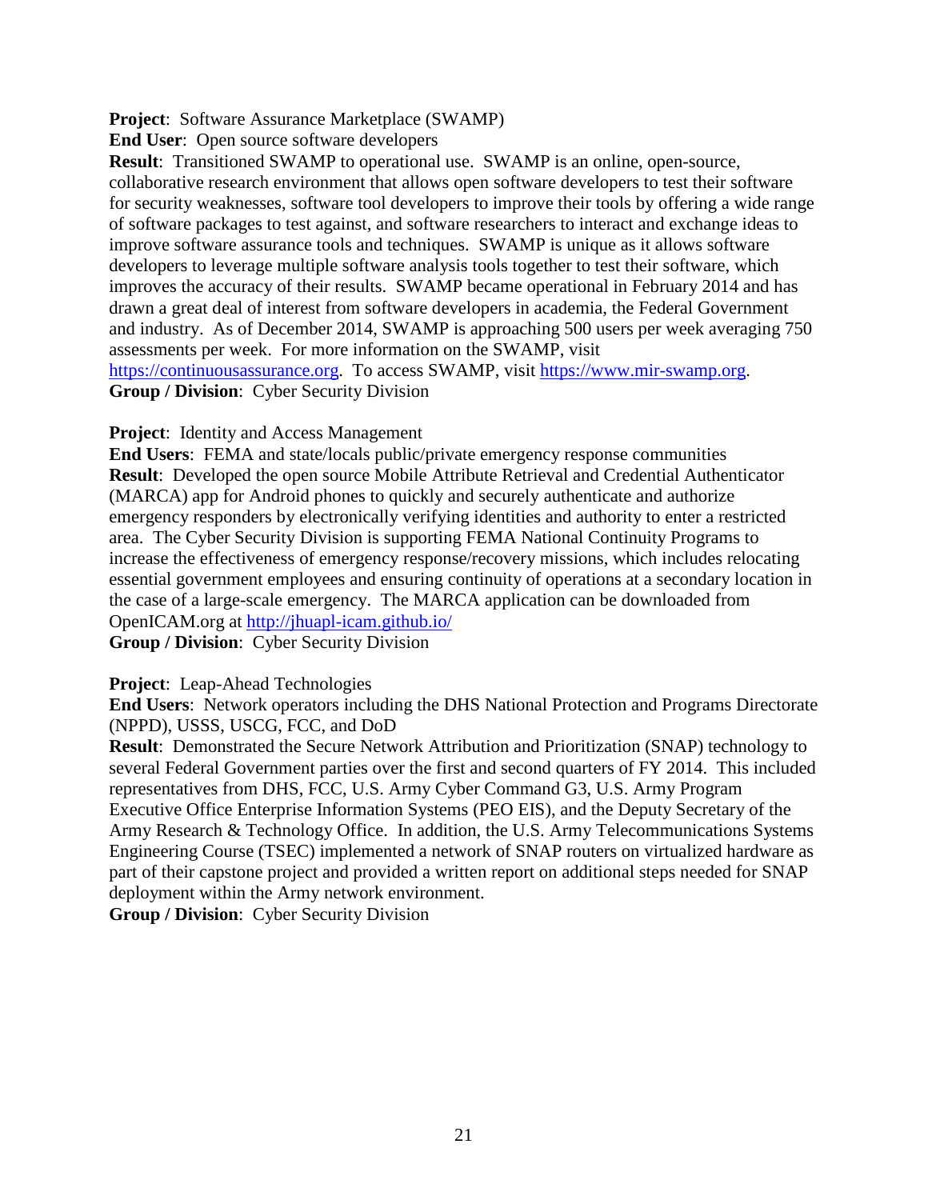**Project**: Software Assurance Marketplace (SWAMP)
**End User**: Open source software developers
**Result**: Transitioned SWAMP to operational use. SWAMP is an online, open-source, collaborative research environment that allows open software developers to test their software for security weaknesses, software tool developers to improve their tools by offering a wide range of software packages to test against, and software researchers to interact and exchange ideas to improve software assurance tools and techniques. SWAMP is unique as it allows software developers to leverage multiple software analysis tools together to test their software, which improves the accuracy of their results. SWAMP became operational in February 2014 and has drawn a great deal of interest from software developers in academia, the Federal Government and industry. As of December 2014, SWAMP is approaching 500 users per week averaging 750 assessments per week. For more information on the SWAMP, visit https://continuousassurance.org. To access SWAMP, visit https://www.mir-swamp.org.
**Group / Division**: Cyber Security Division

**Project**: Identity and Access Management
**End Users**: FEMA and state/locals public/private emergency response communities
**Result**: Developed the open source Mobile Attribute Retrieval and Credential Authenticator (MARCA) app for Android phones to quickly and securely authenticate and authorize emergency responders by electronically verifying identities and authority to enter a restricted area. The Cyber Security Division is supporting FEMA National Continuity Programs to increase the effectiveness of emergency response/recovery missions, which includes relocating essential government employees and ensuring continuity of operations at a secondary location in the case of a large-scale emergency. The MARCA application can be downloaded from OpenICAM.org at http://jhuapl-icam.github.io/
**Group / Division**: Cyber Security Division

**Project**: Leap-Ahead Technologies
**End Users**: Network operators including the DHS National Protection and Programs Directorate (NPPD), USSS, USCG, FCC, and DoD
**Result**: Demonstrated the Secure Network Attribution and Prioritization (SNAP) technology to several Federal Government parties over the first and second quarters of FY 2014. This included representatives from DHS, FCC, U.S. Army Cyber Command G3, U.S. Army Program Executive Office Enterprise Information Systems (PEO EIS), and the Deputy Secretary of the Army Research & Technology Office. In addition, the U.S. Army Telecommunications Systems Engineering Course (TSEC) implemented a network of SNAP routers on virtualized hardware as part of their capstone project and provided a written report on additional steps needed for SNAP deployment within the Army network environment.
**Group / Division**: Cyber Security Division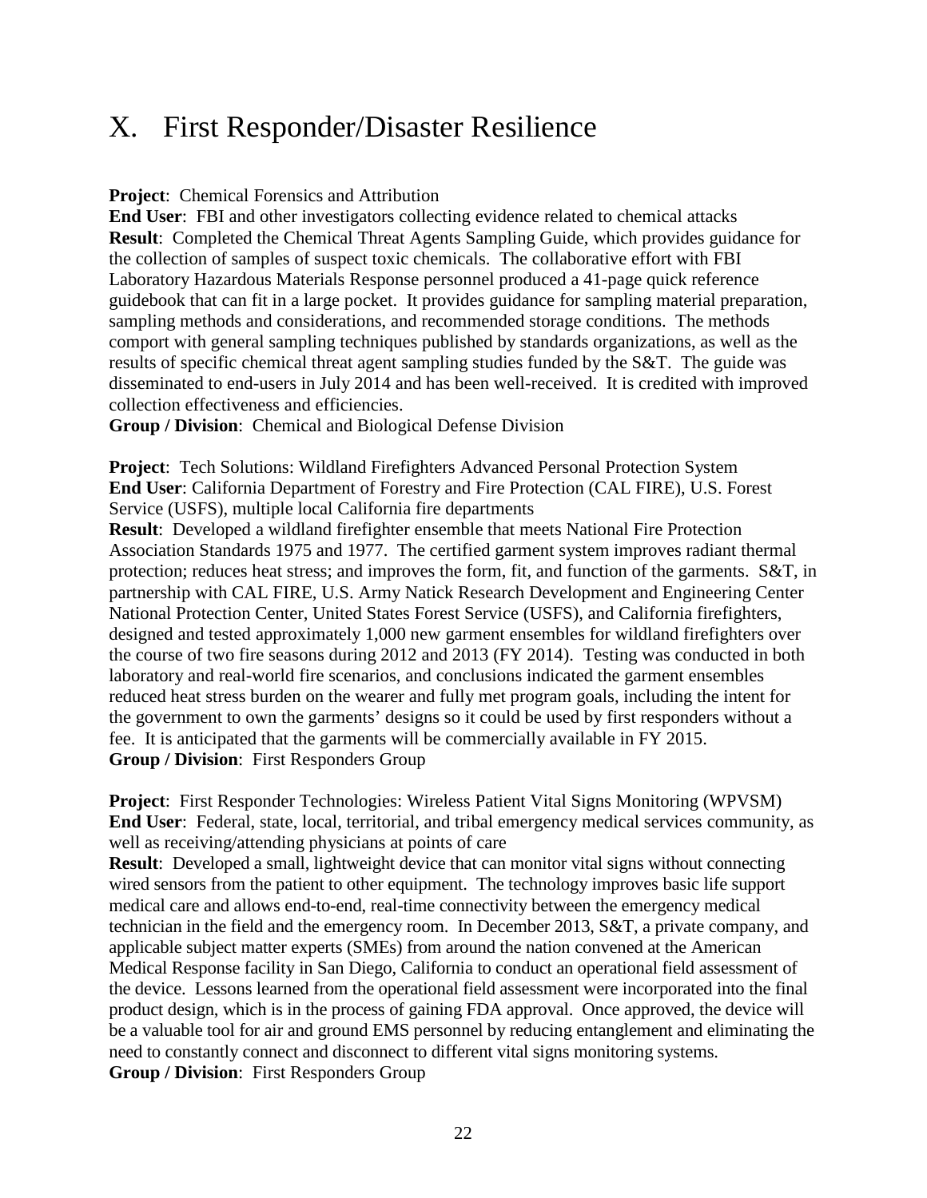# X. First Responder/Disaster Resilience

**Project**: Chemical Forensics and Attribution
**End User**: FBI and other investigators collecting evidence related to chemical attacks
**Result**: Completed the Chemical Threat Agents Sampling Guide, which provides guidance for the collection of samples of suspect toxic chemicals. The collaborative effort with FBI Laboratory Hazardous Materials Response personnel produced a 41-page quick reference guidebook that can fit in a large pocket. It provides guidance for sampling material preparation, sampling methods and considerations, and recommended storage conditions. The methods comport with general sampling techniques published by standards organizations, as well as the results of specific chemical threat agent sampling studies funded by the S&T. The guide was disseminated to end-users in July 2014 and has been well-received. It is credited with improved collection effectiveness and efficiencies.
**Group / Division**: Chemical and Biological Defense Division

**Project**: Tech Solutions: Wildland Firefighters Advanced Personal Protection System
**End User**: California Department of Forestry and Fire Protection (CAL FIRE), U.S. Forest Service (USFS), multiple local California fire departments
**Result**: Developed a wildland firefighter ensemble that meets National Fire Protection Association Standards 1975 and 1977. The certified garment system improves radiant thermal protection; reduces heat stress; and improves the form, fit, and function of the garments. S&T, in partnership with CAL FIRE, U.S. Army Natick Research Development and Engineering Center National Protection Center, United States Forest Service (USFS), and California firefighters, designed and tested approximately 1,000 new garment ensembles for wildland firefighters over the course of two fire seasons during 2012 and 2013 (FY 2014). Testing was conducted in both laboratory and real-world fire scenarios, and conclusions indicated the garment ensembles reduced heat stress burden on the wearer and fully met program goals, including the intent for the government to own the garments' designs so it could be used by first responders without a fee. It is anticipated that the garments will be commercially available in FY 2015.
**Group / Division**: First Responders Group

**Project**: First Responder Technologies: Wireless Patient Vital Signs Monitoring (WPVSM)
**End User**: Federal, state, local, territorial, and tribal emergency medical services community, as well as receiving/attending physicians at points of care
**Result**: Developed a small, lightweight device that can monitor vital signs without connecting wired sensors from the patient to other equipment. The technology improves basic life support medical care and allows end-to-end, real-time connectivity between the emergency medical technician in the field and the emergency room. In December 2013, S&T, a private company, and applicable subject matter experts (SMEs) from around the nation convened at the American Medical Response facility in San Diego, California to conduct an operational field assessment of the device. Lessons learned from the operational field assessment were incorporated into the final product design, which is in the process of gaining FDA approval. Once approved, the device will be a valuable tool for air and ground EMS personnel by reducing entanglement and eliminating the need to constantly connect and disconnect to different vital signs monitoring systems.
**Group / Division**: First Responders Group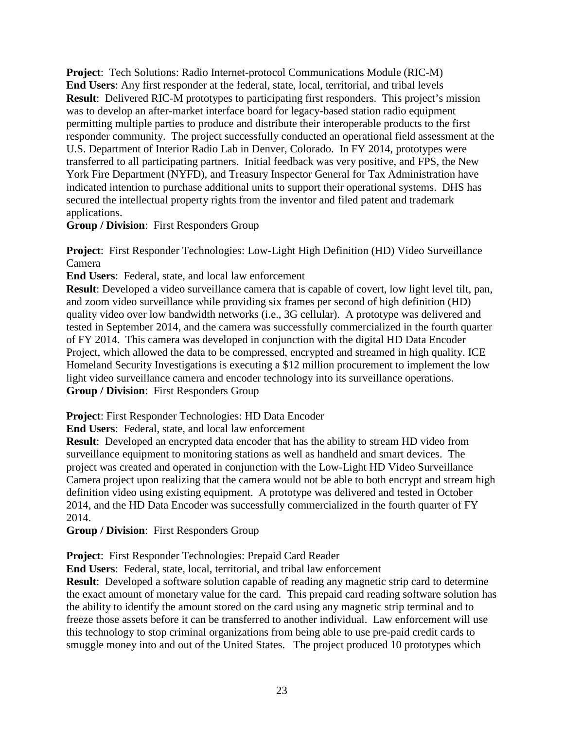**Project**: Tech Solutions: Radio Internet-protocol Communications Module (RIC-M)
**End Users**: Any first responder at the federal, state, local, territorial, and tribal levels
**Result**: Delivered RIC-M prototypes to participating first responders. This project's mission was to develop an after-market interface board for legacy-based station radio equipment permitting multiple parties to produce and distribute their interoperable products to the first responder community. The project successfully conducted an operational field assessment at the U.S. Department of Interior Radio Lab in Denver, Colorado. In FY 2014, prototypes were transferred to all participating partners. Initial feedback was very positive, and FPS, the New York Fire Department (NYFD), and Treasury Inspector General for Tax Administration have indicated intention to purchase additional units to support their operational systems. DHS has secured the intellectual property rights from the inventor and filed patent and trademark applications.
**Group / Division**: First Responders Group

**Project**: First Responder Technologies: Low-Light High Definition (HD) Video Surveillance Camera
**End Users**: Federal, state, and local law enforcement
**Result**: Developed a video surveillance camera that is capable of covert, low light level tilt, pan, and zoom video surveillance while providing six frames per second of high definition (HD) quality video over low bandwidth networks (i.e., 3G cellular). A prototype was delivered and tested in September 2014, and the camera was successfully commercialized in the fourth quarter of FY 2014. This camera was developed in conjunction with the digital HD Data Encoder Project, which allowed the data to be compressed, encrypted and streamed in high quality. ICE Homeland Security Investigations is executing a $12 million procurement to implement the low light video surveillance camera and encoder technology into its surveillance operations.
**Group / Division**: First Responders Group

**Project**: First Responder Technologies: HD Data Encoder
**End Users**: Federal, state, and local law enforcement
**Result**: Developed an encrypted data encoder that has the ability to stream HD video from surveillance equipment to monitoring stations as well as handheld and smart devices. The project was created and operated in conjunction with the Low-Light HD Video Surveillance Camera project upon realizing that the camera would not be able to both encrypt and stream high definition video using existing equipment. A prototype was delivered and tested in October 2014, and the HD Data Encoder was successfully commercialized in the fourth quarter of FY 2014.
**Group / Division**: First Responders Group

**Project**: First Responder Technologies: Prepaid Card Reader
**End Users**: Federal, state, local, territorial, and tribal law enforcement
**Result**: Developed a software solution capable of reading any magnetic strip card to determine the exact amount of monetary value for the card. This prepaid card reading software solution has the ability to identify the amount stored on the card using any magnetic strip terminal and to freeze those assets before it can be transferred to another individual. Law enforcement will use this technology to stop criminal organizations from being able to use pre-paid credit cards to smuggle money into and out of the United States. The project produced 10 prototypes which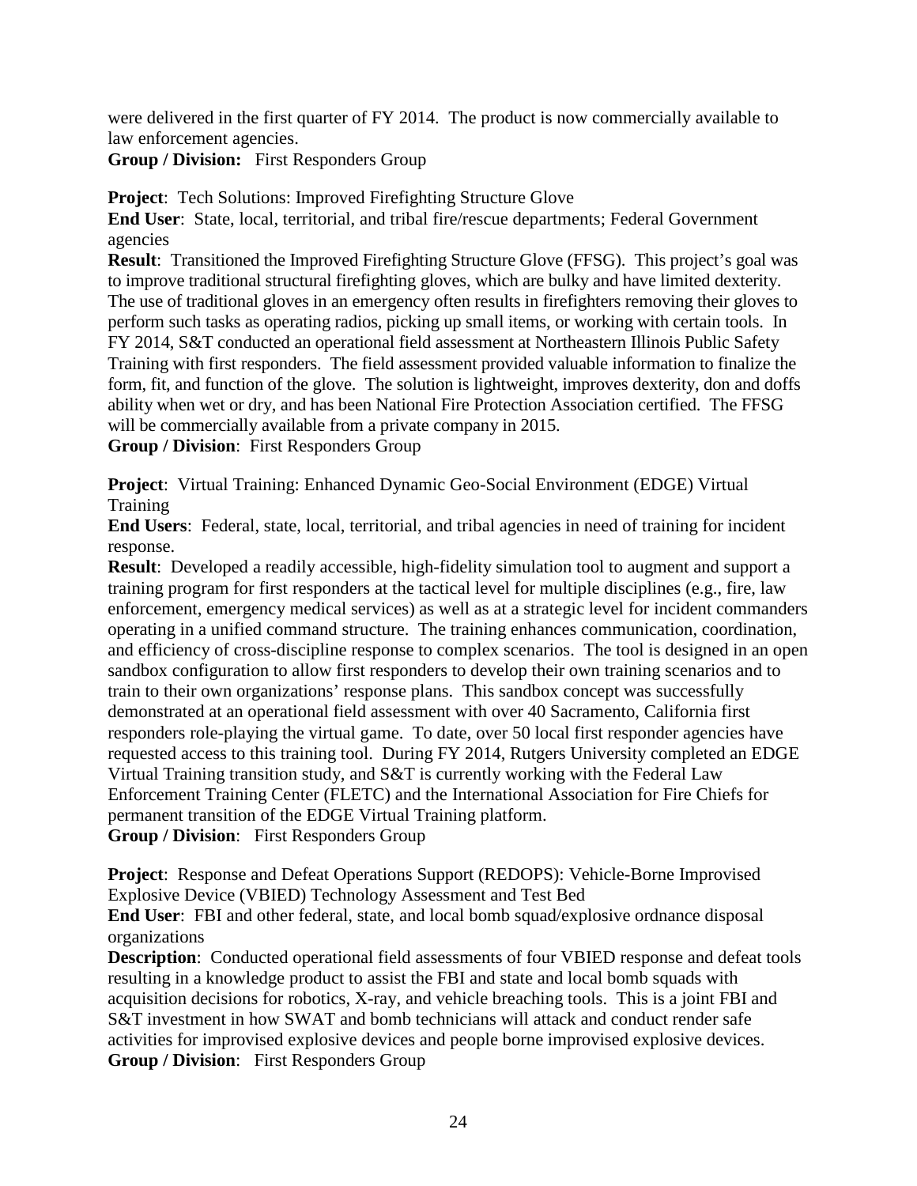were delivered in the first quarter of FY 2014. The product is now commercially available to law enforcement agencies.
**Group / Division:** First Responders Group

**Project**: Tech Solutions: Improved Firefighting Structure Glove
**End User**: State, local, territorial, and tribal fire/rescue departments; Federal Government agencies
**Result**: Transitioned the Improved Firefighting Structure Glove (FFSG). This project's goal was to improve traditional structural firefighting gloves, which are bulky and have limited dexterity. The use of traditional gloves in an emergency often results in firefighters removing their gloves to perform such tasks as operating radios, picking up small items, or working with certain tools. In FY 2014, S&T conducted an operational field assessment at Northeastern Illinois Public Safety Training with first responders. The field assessment provided valuable information to finalize the form, fit, and function of the glove. The solution is lightweight, improves dexterity, don and doffs ability when wet or dry, and has been National Fire Protection Association certified. The FFSG will be commercially available from a private company in 2015.
**Group / Division**: First Responders Group

**Project**: Virtual Training: Enhanced Dynamic Geo-Social Environment (EDGE) Virtual Training
**End Users**: Federal, state, local, territorial, and tribal agencies in need of training for incident response.
**Result**: Developed a readily accessible, high-fidelity simulation tool to augment and support a training program for first responders at the tactical level for multiple disciplines (e.g., fire, law enforcement, emergency medical services) as well as at a strategic level for incident commanders operating in a unified command structure. The training enhances communication, coordination, and efficiency of cross-discipline response to complex scenarios. The tool is designed in an open sandbox configuration to allow first responders to develop their own training scenarios and to train to their own organizations' response plans. This sandbox concept was successfully demonstrated at an operational field assessment with over 40 Sacramento, California first responders role-playing the virtual game. To date, over 50 local first responder agencies have requested access to this training tool. During FY 2014, Rutgers University completed an EDGE Virtual Training transition study, and S&T is currently working with the Federal Law Enforcement Training Center (FLETC) and the International Association for Fire Chiefs for permanent transition of the EDGE Virtual Training platform.
**Group / Division**: First Responders Group

**Project**: Response and Defeat Operations Support (REDOPS): Vehicle-Borne Improvised Explosive Device (VBIED) Technology Assessment and Test Bed
**End User**: FBI and other federal, state, and local bomb squad/explosive ordnance disposal organizations
**Description**: Conducted operational field assessments of four VBIED response and defeat tools resulting in a knowledge product to assist the FBI and state and local bomb squads with acquisition decisions for robotics, X-ray, and vehicle breaching tools. This is a joint FBI and S&T investment in how SWAT and bomb technicians will attack and conduct render safe activities for improvised explosive devices and people borne improvised explosive devices.
**Group / Division**: First Responders Group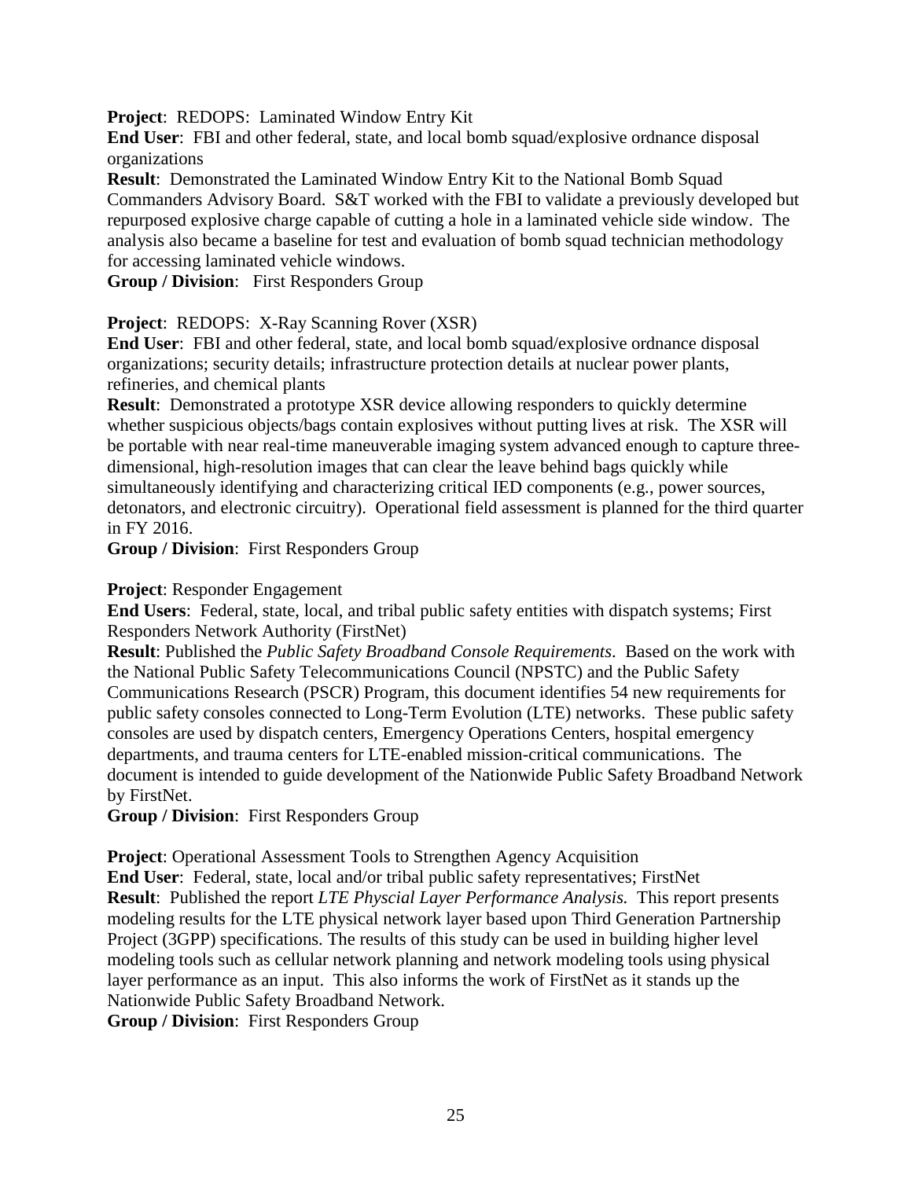**Project**: REDOPS: Laminated Window Entry Kit

**End User**: FBI and other federal, state, and local bomb squad/explosive ordnance disposal organizations

**Result**: Demonstrated the Laminated Window Entry Kit to the National Bomb Squad Commanders Advisory Board. S&T worked with the FBI to validate a previously developed but repurposed explosive charge capable of cutting a hole in a laminated vehicle side window. The analysis also became a baseline for test and evaluation of bomb squad technician methodology for accessing laminated vehicle windows.

**Group / Division**: First Responders Group

**Project**: REDOPS: X-Ray Scanning Rover (XSR)

**End User**: FBI and other federal, state, and local bomb squad/explosive ordnance disposal organizations; security details; infrastructure protection details at nuclear power plants, refineries, and chemical plants

**Result**: Demonstrated a prototype XSR device allowing responders to quickly determine whether suspicious objects/bags contain explosives without putting lives at risk. The XSR will be portable with near real-time maneuverable imaging system advanced enough to capture three-dimensional, high-resolution images that can clear the leave behind bags quickly while simultaneously identifying and characterizing critical IED components (e.g., power sources, detonators, and electronic circuitry). Operational field assessment is planned for the third quarter in FY 2016.

**Group / Division**: First Responders Group

**Project**: Responder Engagement

**End Users**: Federal, state, local, and tribal public safety entities with dispatch systems; First Responders Network Authority (FirstNet)

**Result**: Published the *Public Safety Broadband Console Requirements*. Based on the work with the National Public Safety Telecommunications Council (NPSTC) and the Public Safety Communications Research (PSCR) Program, this document identifies 54 new requirements for public safety consoles connected to Long-Term Evolution (LTE) networks. These public safety consoles are used by dispatch centers, Emergency Operations Centers, hospital emergency departments, and trauma centers for LTE-enabled mission-critical communications. The document is intended to guide development of the Nationwide Public Safety Broadband Network by FirstNet.

**Group / Division**: First Responders Group

**Project**: Operational Assessment Tools to Strengthen Agency Acquisition

**End User**: Federal, state, local and/or tribal public safety representatives; FirstNet

**Result**: Published the report *LTE Physcial Layer Performance Analysis.* This report presents modeling results for the LTE physical network layer based upon Third Generation Partnership Project (3GPP) specifications. The results of this study can be used in building higher level modeling tools such as cellular network planning and network modeling tools using physical layer performance as an input. This also informs the work of FirstNet as it stands up the Nationwide Public Safety Broadband Network.

**Group / Division**: First Responders Group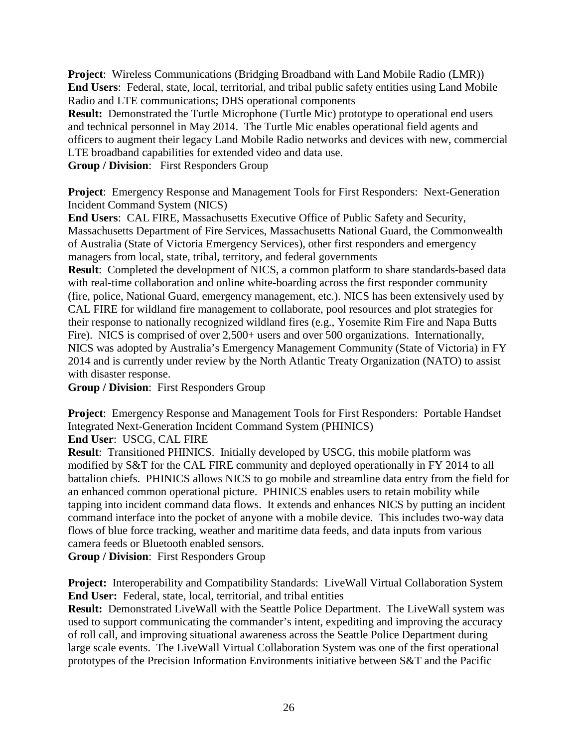**Project**: Wireless Communications (Bridging Broadband with Land Mobile Radio (LMR))
**End Users**: Federal, state, local, territorial, and tribal public safety entities using Land Mobile Radio and LTE communications; DHS operational components
**Result:** Demonstrated the Turtle Microphone (Turtle Mic) prototype to operational end users and technical personnel in May 2014. The Turtle Mic enables operational field agents and officers to augment their legacy Land Mobile Radio networks and devices with new, commercial LTE broadband capabilities for extended video and data use.
**Group / Division**: First Responders Group

**Project**: Emergency Response and Management Tools for First Responders: Next-Generation Incident Command System (NICS)
**End Users**: CAL FIRE, Massachusetts Executive Office of Public Safety and Security, Massachusetts Department of Fire Services, Massachusetts National Guard, the Commonwealth of Australia (State of Victoria Emergency Services), other first responders and emergency managers from local, state, tribal, territory, and federal governments
**Result**: Completed the development of NICS, a common platform to share standards-based data with real-time collaboration and online white-boarding across the first responder community (fire, police, National Guard, emergency management, etc.). NICS has been extensively used by CAL FIRE for wildland fire management to collaborate, pool resources and plot strategies for their response to nationally recognized wildland fires (e.g., Yosemite Rim Fire and Napa Butts Fire). NICS is comprised of over 2,500+ users and over 500 organizations. Internationally, NICS was adopted by Australia's Emergency Management Community (State of Victoria) in FY 2014 and is currently under review by the North Atlantic Treaty Organization (NATO) to assist with disaster response.
**Group / Division**: First Responders Group

**Project**: Emergency Response and Management Tools for First Responders: Portable Handset Integrated Next-Generation Incident Command System (PHINICS)
**End User**: USCG, CAL FIRE
**Result**: Transitioned PHINICS. Initially developed by USCG, this mobile platform was modified by S&T for the CAL FIRE community and deployed operationally in FY 2014 to all battalion chiefs. PHINICS allows NICS to go mobile and streamline data entry from the field for an enhanced common operational picture. PHINICS enables users to retain mobility while tapping into incident command data flows. It extends and enhances NICS by putting an incident command interface into the pocket of anyone with a mobile device. This includes two-way data flows of blue force tracking, weather and maritime data feeds, and data inputs from various camera feeds or Bluetooth enabled sensors.
**Group / Division**: First Responders Group

**Project:** Interoperability and Compatibility Standards: LiveWall Virtual Collaboration System
**End User:** Federal, state, local, territorial, and tribal entities
**Result:** Demonstrated LiveWall with the Seattle Police Department. The LiveWall system was used to support communicating the commander's intent, expediting and improving the accuracy of roll call, and improving situational awareness across the Seattle Police Department during large scale events. The LiveWall Virtual Collaboration System was one of the first operational prototypes of the Precision Information Environments initiative between S&T and the Pacific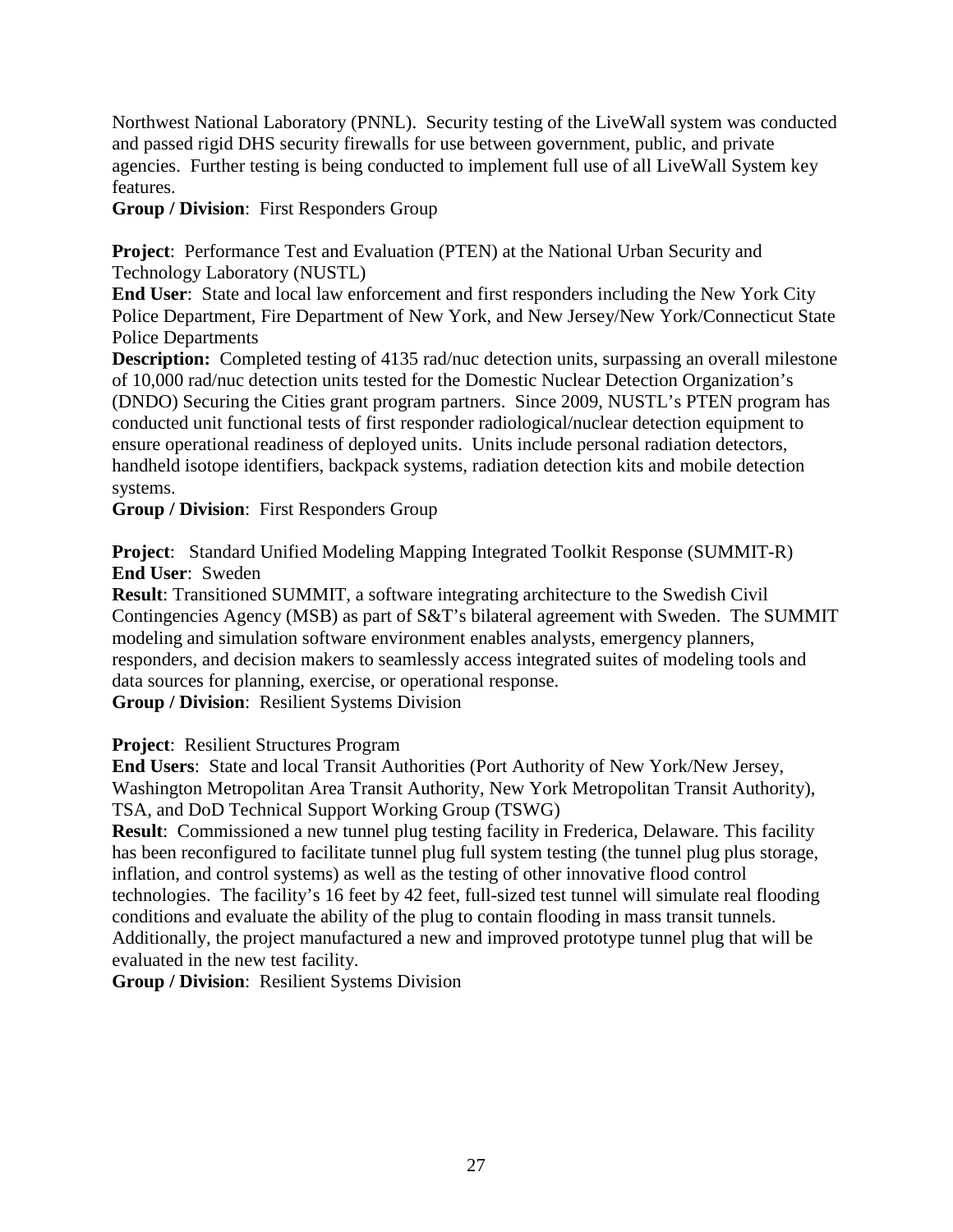Northwest National Laboratory (PNNL). Security testing of the LiveWall system was conducted and passed rigid DHS security firewalls for use between government, public, and private agencies. Further testing is being conducted to implement full use of all LiveWall System key features.
**Group / Division**: First Responders Group

**Project**: Performance Test and Evaluation (PTEN) at the National Urban Security and Technology Laboratory (NUSTL)
**End User**: State and local law enforcement and first responders including the New York City Police Department, Fire Department of New York, and New Jersey/New York/Connecticut State Police Departments
**Description:** Completed testing of 4135 rad/nuc detection units, surpassing an overall milestone of 10,000 rad/nuc detection units tested for the Domestic Nuclear Detection Organization's (DNDO) Securing the Cities grant program partners. Since 2009, NUSTL's PTEN program has conducted unit functional tests of first responder radiological/nuclear detection equipment to ensure operational readiness of deployed units. Units include personal radiation detectors, handheld isotope identifiers, backpack systems, radiation detection kits and mobile detection systems.
**Group / Division**: First Responders Group

**Project**: Standard Unified Modeling Mapping Integrated Toolkit Response (SUMMIT-R)
**End User**: Sweden
**Result**: Transitioned SUMMIT, a software integrating architecture to the Swedish Civil Contingencies Agency (MSB) as part of S&T's bilateral agreement with Sweden. The SUMMIT modeling and simulation software environment enables analysts, emergency planners, responders, and decision makers to seamlessly access integrated suites of modeling tools and data sources for planning, exercise, or operational response.
**Group / Division**: Resilient Systems Division

**Project**: Resilient Structures Program
**End Users**: State and local Transit Authorities (Port Authority of New York/New Jersey, Washington Metropolitan Area Transit Authority, New York Metropolitan Transit Authority), TSA, and DoD Technical Support Working Group (TSWG)
**Result**: Commissioned a new tunnel plug testing facility in Frederica, Delaware. This facility has been reconfigured to facilitate tunnel plug full system testing (the tunnel plug plus storage, inflation, and control systems) as well as the testing of other innovative flood control technologies. The facility's 16 feet by 42 feet, full-sized test tunnel will simulate real flooding conditions and evaluate the ability of the plug to contain flooding in mass transit tunnels. Additionally, the project manufactured a new and improved prototype tunnel plug that will be evaluated in the new test facility.
**Group / Division**: Resilient Systems Division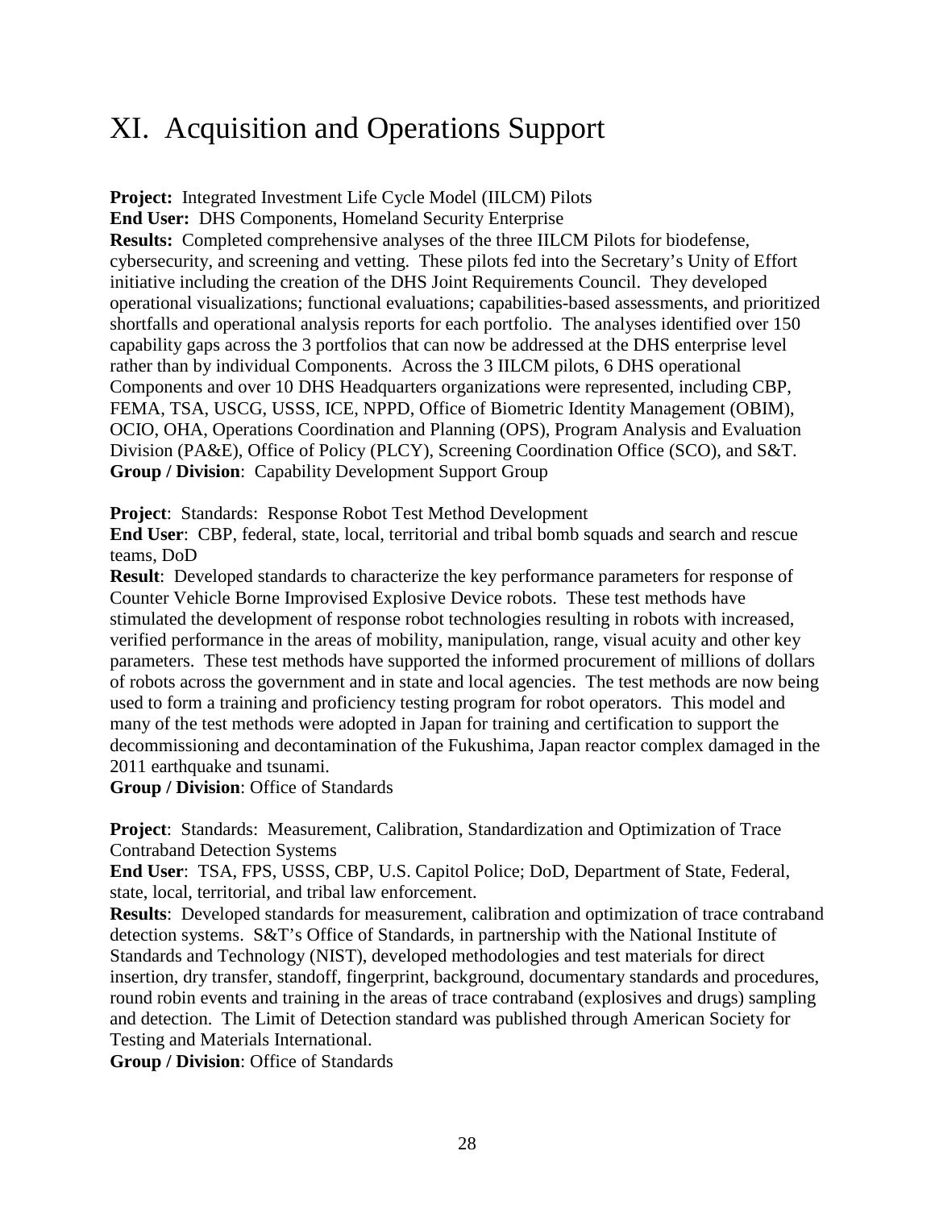# XI. Acquisition and Operations Support

**Project:** Integrated Investment Life Cycle Model (IILCM) Pilots
**End User:** DHS Components, Homeland Security Enterprise
**Results:** Completed comprehensive analyses of the three IILCM Pilots for biodefense, cybersecurity, and screening and vetting. These pilots fed into the Secretary's Unity of Effort initiative including the creation of the DHS Joint Requirements Council. They developed operational visualizations; functional evaluations; capabilities-based assessments, and prioritized shortfalls and operational analysis reports for each portfolio. The analyses identified over 150 capability gaps across the 3 portfolios that can now be addressed at the DHS enterprise level rather than by individual Components. Across the 3 IILCM pilots, 6 DHS operational Components and over 10 DHS Headquarters organizations were represented, including CBP, FEMA, TSA, USCG, USSS, ICE, NPPD, Office of Biometric Identity Management (OBIM), OCIO, OHA, Operations Coordination and Planning (OPS), Program Analysis and Evaluation Division (PA&E), Office of Policy (PLCY), Screening Coordination Office (SCO), and S&T.
**Group / Division**: Capability Development Support Group

**Project**: Standards: Response Robot Test Method Development
**End User**: CBP, federal, state, local, territorial and tribal bomb squads and search and rescue teams, DoD
**Result**: Developed standards to characterize the key performance parameters for response of Counter Vehicle Borne Improvised Explosive Device robots. These test methods have stimulated the development of response robot technologies resulting in robots with increased, verified performance in the areas of mobility, manipulation, range, visual acuity and other key parameters. These test methods have supported the informed procurement of millions of dollars of robots across the government and in state and local agencies. The test methods are now being used to form a training and proficiency testing program for robot operators. This model and many of the test methods were adopted in Japan for training and certification to support the decommissioning and decontamination of the Fukushima, Japan reactor complex damaged in the 2011 earthquake and tsunami.
**Group / Division**: Office of Standards

**Project**: Standards: Measurement, Calibration, Standardization and Optimization of Trace Contraband Detection Systems
**End User**: TSA, FPS, USSS, CBP, U.S. Capitol Police; DoD, Department of State, Federal, state, local, territorial, and tribal law enforcement.
**Results**: Developed standards for measurement, calibration and optimization of trace contraband detection systems. S&T's Office of Standards, in partnership with the National Institute of Standards and Technology (NIST), developed methodologies and test materials for direct insertion, dry transfer, standoff, fingerprint, background, documentary standards and procedures, round robin events and training in the areas of trace contraband (explosives and drugs) sampling and detection. The Limit of Detection standard was published through American Society for Testing and Materials International.
**Group / Division**: Office of Standards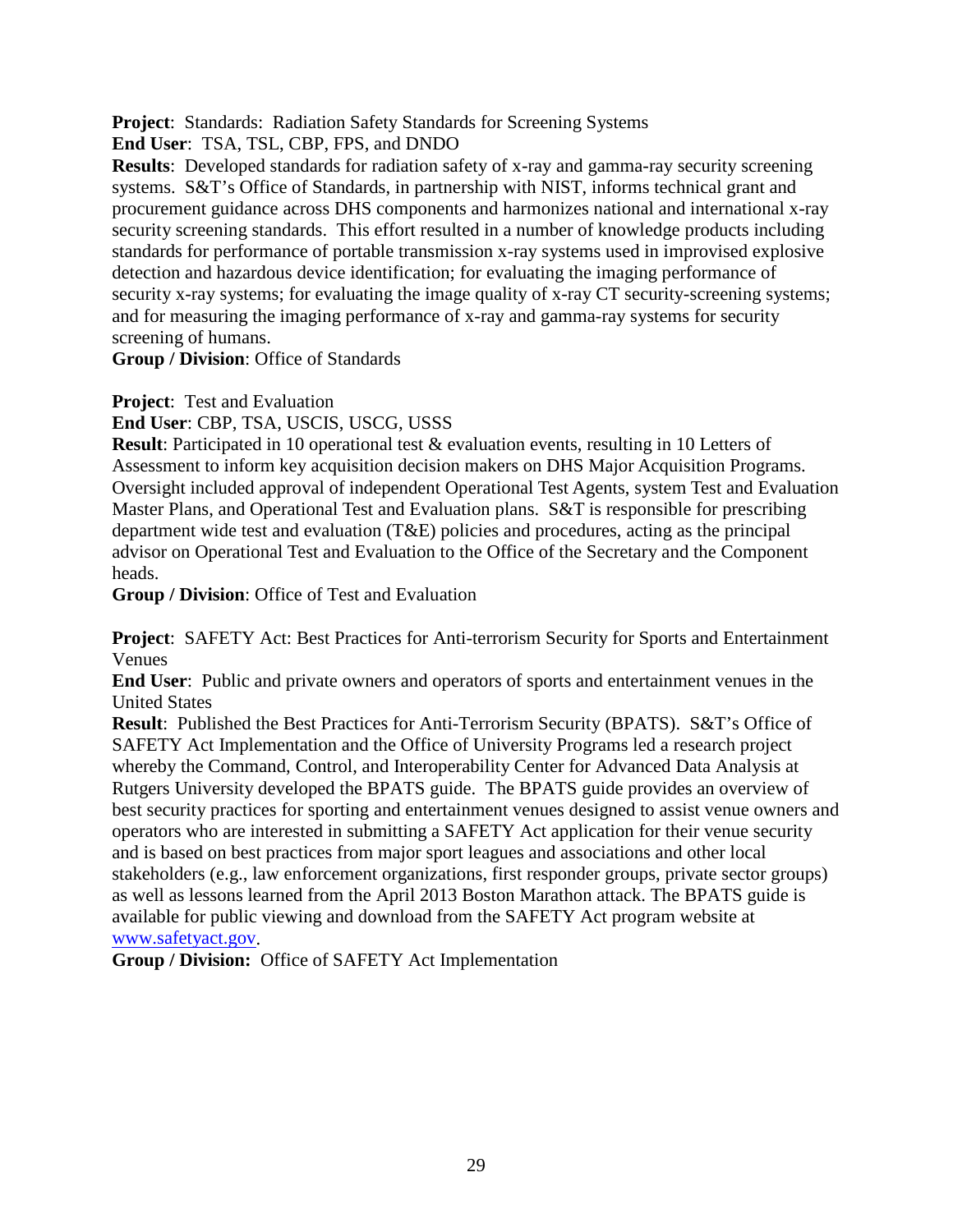**Project**: Standards: Radiation Safety Standards for Screening Systems
**End User**: TSA, TSL, CBP, FPS, and DNDO
**Results**: Developed standards for radiation safety of x-ray and gamma-ray security screening systems. S&T's Office of Standards, in partnership with NIST, informs technical grant and procurement guidance across DHS components and harmonizes national and international x-ray security screening standards. This effort resulted in a number of knowledge products including standards for performance of portable transmission x-ray systems used in improvised explosive detection and hazardous device identification; for evaluating the imaging performance of security x-ray systems; for evaluating the image quality of x-ray CT security-screening systems; and for measuring the imaging performance of x-ray and gamma-ray systems for security screening of humans.
**Group / Division**: Office of Standards

**Project**: Test and Evaluation
**End User**: CBP, TSA, USCIS, USCG, USSS
**Result**: Participated in 10 operational test & evaluation events, resulting in 10 Letters of Assessment to inform key acquisition decision makers on DHS Major Acquisition Programs. Oversight included approval of independent Operational Test Agents, system Test and Evaluation Master Plans, and Operational Test and Evaluation plans. S&T is responsible for prescribing department wide test and evaluation (T&E) policies and procedures, acting as the principal advisor on Operational Test and Evaluation to the Office of the Secretary and the Component heads.
**Group / Division**: Office of Test and Evaluation

**Project**: SAFETY Act: Best Practices for Anti-terrorism Security for Sports and Entertainment Venues
**End User**: Public and private owners and operators of sports and entertainment venues in the United States
**Result**: Published the Best Practices for Anti-Terrorism Security (BPATS). S&T's Office of SAFETY Act Implementation and the Office of University Programs led a research project whereby the Command, Control, and Interoperability Center for Advanced Data Analysis at Rutgers University developed the BPATS guide. The BPATS guide provides an overview of best security practices for sporting and entertainment venues designed to assist venue owners and operators who are interested in submitting a SAFETY Act application for their venue security and is based on best practices from major sport leagues and associations and other local stakeholders (e.g., law enforcement organizations, first responder groups, private sector groups) as well as lessons learned from the April 2013 Boston Marathon attack. The BPATS guide is available for public viewing and download from the SAFETY Act program website at [www.safetyact.gov](http://www.safetyact.gov).
**Group / Division:** Office of SAFETY Act Implementation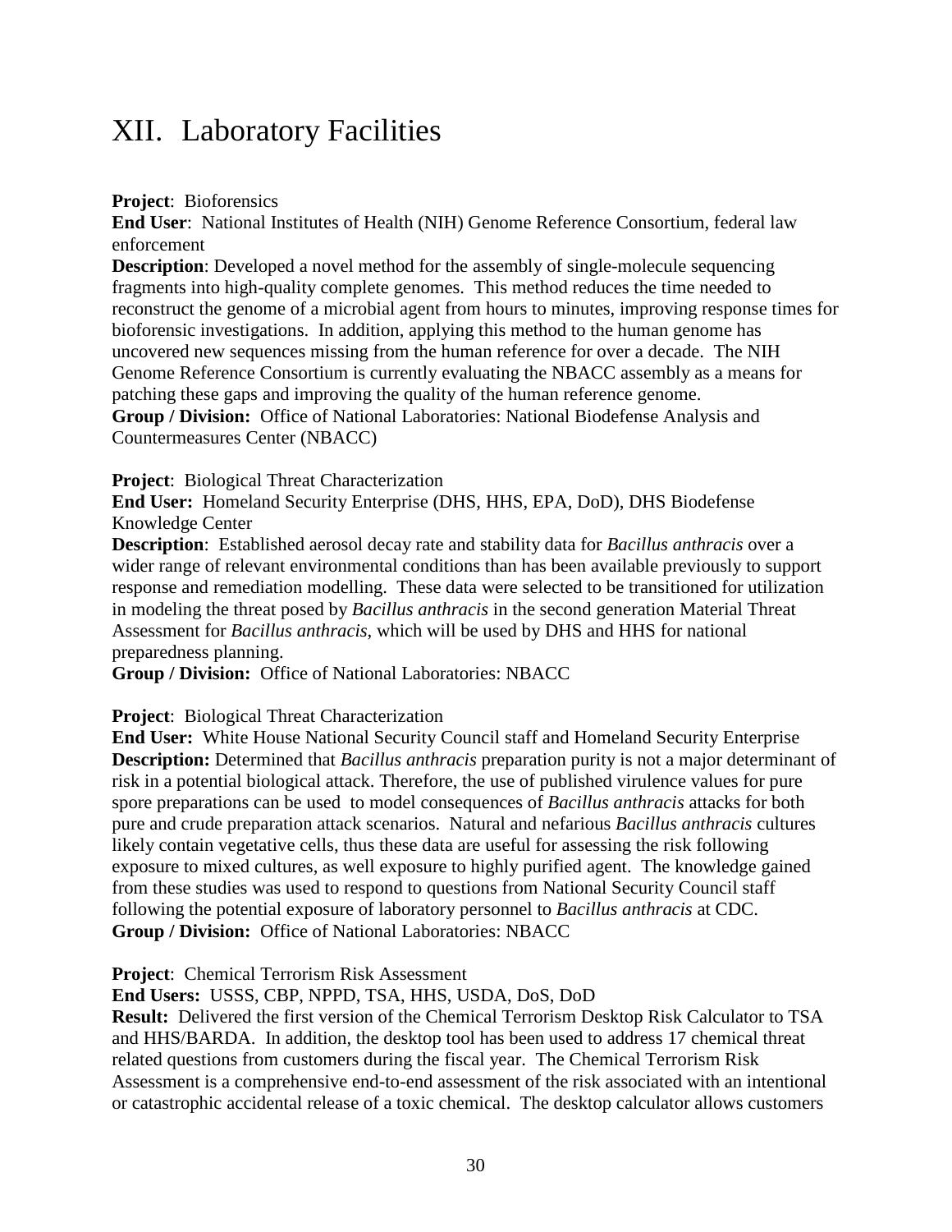# XII. Laboratory Facilities

**Project**: Bioforensics
**End User**: National Institutes of Health (NIH) Genome Reference Consortium, federal law enforcement
**Description**: Developed a novel method for the assembly of single-molecule sequencing fragments into high-quality complete genomes. This method reduces the time needed to reconstruct the genome of a microbial agent from hours to minutes, improving response times for bioforensic investigations. In addition, applying this method to the human genome has uncovered new sequences missing from the human reference for over a decade. The NIH Genome Reference Consortium is currently evaluating the NBACC assembly as a means for patching these gaps and improving the quality of the human reference genome.
**Group / Division:** Office of National Laboratories: National Biodefense Analysis and Countermeasures Center (NBACC)

**Project**: Biological Threat Characterization
**End User:** Homeland Security Enterprise (DHS, HHS, EPA, DoD), DHS Biodefense Knowledge Center
**Description**: Established aerosol decay rate and stability data for *Bacillus anthracis* over a wider range of relevant environmental conditions than has been available previously to support response and remediation modelling. These data were selected to be transitioned for utilization in modeling the threat posed by *Bacillus anthracis* in the second generation Material Threat Assessment for *Bacillus anthracis*, which will be used by DHS and HHS for national preparedness planning.
**Group / Division:** Office of National Laboratories: NBACC

**Project**: Biological Threat Characterization
**End User:** White House National Security Council staff and Homeland Security Enterprise
**Description:** Determined that *Bacillus anthracis* preparation purity is not a major determinant of risk in a potential biological attack. Therefore, the use of published virulence values for pure spore preparations can be used to model consequences of *Bacillus anthracis* attacks for both pure and crude preparation attack scenarios. Natural and nefarious *Bacillus anthracis* cultures likely contain vegetative cells, thus these data are useful for assessing the risk following exposure to mixed cultures, as well exposure to highly purified agent. The knowledge gained from these studies was used to respond to questions from National Security Council staff following the potential exposure of laboratory personnel to *Bacillus anthracis* at CDC.
**Group / Division:** Office of National Laboratories: NBACC

**Project**: Chemical Terrorism Risk Assessment
**End Users:** USSS, CBP, NPPD, TSA, HHS, USDA, DoS, DoD
**Result:** Delivered the first version of the Chemical Terrorism Desktop Risk Calculator to TSA and HHS/BARDA. In addition, the desktop tool has been used to address 17 chemical threat related questions from customers during the fiscal year. The Chemical Terrorism Risk Assessment is a comprehensive end-to-end assessment of the risk associated with an intentional or catastrophic accidental release of a toxic chemical. The desktop calculator allows customers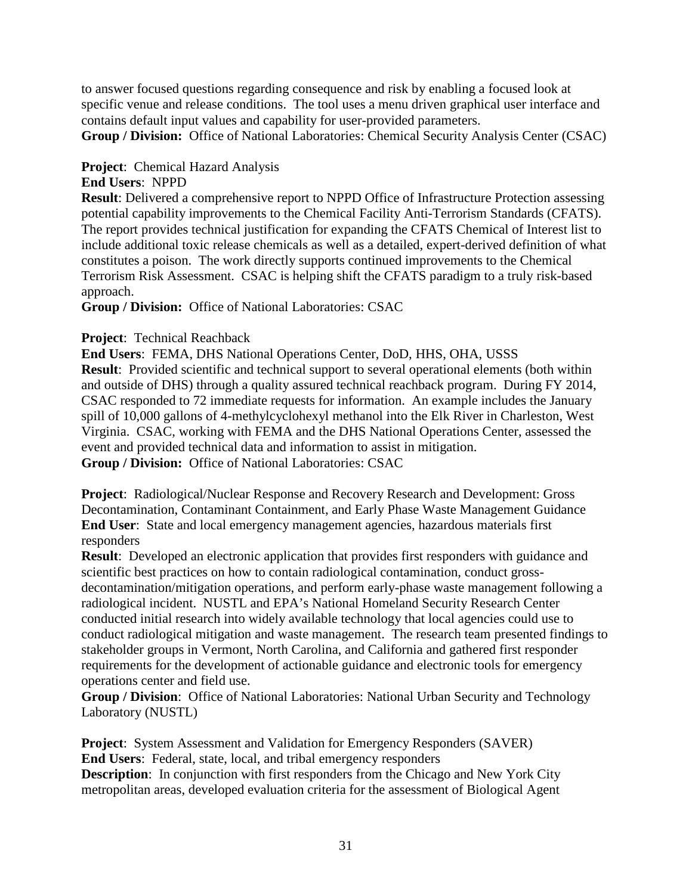to answer focused questions regarding consequence and risk by enabling a focused look at specific venue and release conditions. The tool uses a menu driven graphical user interface and contains default input values and capability for user-provided parameters.
**Group / Division:** Office of National Laboratories: Chemical Security Analysis Center (CSAC)

**Project**: Chemical Hazard Analysis
**End Users**: NPPD
**Result**: Delivered a comprehensive report to NPPD Office of Infrastructure Protection assessing potential capability improvements to the Chemical Facility Anti-Terrorism Standards (CFATS). The report provides technical justification for expanding the CFATS Chemical of Interest list to include additional toxic release chemicals as well as a detailed, expert-derived definition of what constitutes a poison. The work directly supports continued improvements to the Chemical Terrorism Risk Assessment. CSAC is helping shift the CFATS paradigm to a truly risk-based approach.
**Group / Division:** Office of National Laboratories: CSAC

**Project**: Technical Reachback
**End Users**: FEMA, DHS National Operations Center, DoD, HHS, OHA, USSS
**Result**: Provided scientific and technical support to several operational elements (both within and outside of DHS) through a quality assured technical reachback program. During FY 2014, CSAC responded to 72 immediate requests for information. An example includes the January spill of 10,000 gallons of 4-methylcyclohexyl methanol into the Elk River in Charleston, West Virginia. CSAC, working with FEMA and the DHS National Operations Center, assessed the event and provided technical data and information to assist in mitigation.
**Group / Division:** Office of National Laboratories: CSAC

**Project**: Radiological/Nuclear Response and Recovery Research and Development: Gross Decontamination, Contaminant Containment, and Early Phase Waste Management Guidance
**End User**: State and local emergency management agencies, hazardous materials first responders
**Result**: Developed an electronic application that provides first responders with guidance and scientific best practices on how to contain radiological contamination, conduct gross-decontamination/mitigation operations, and perform early-phase waste management following a radiological incident. NUSTL and EPA's National Homeland Security Research Center conducted initial research into widely available technology that local agencies could use to conduct radiological mitigation and waste management. The research team presented findings to stakeholder groups in Vermont, North Carolina, and California and gathered first responder requirements for the development of actionable guidance and electronic tools for emergency operations center and field use.
**Group / Division**: Office of National Laboratories: National Urban Security and Technology Laboratory (NUSTL)

**Project**: System Assessment and Validation for Emergency Responders (SAVER)
**End Users**: Federal, state, local, and tribal emergency responders
**Description**: In conjunction with first responders from the Chicago and New York City metropolitan areas, developed evaluation criteria for the assessment of Biological Agent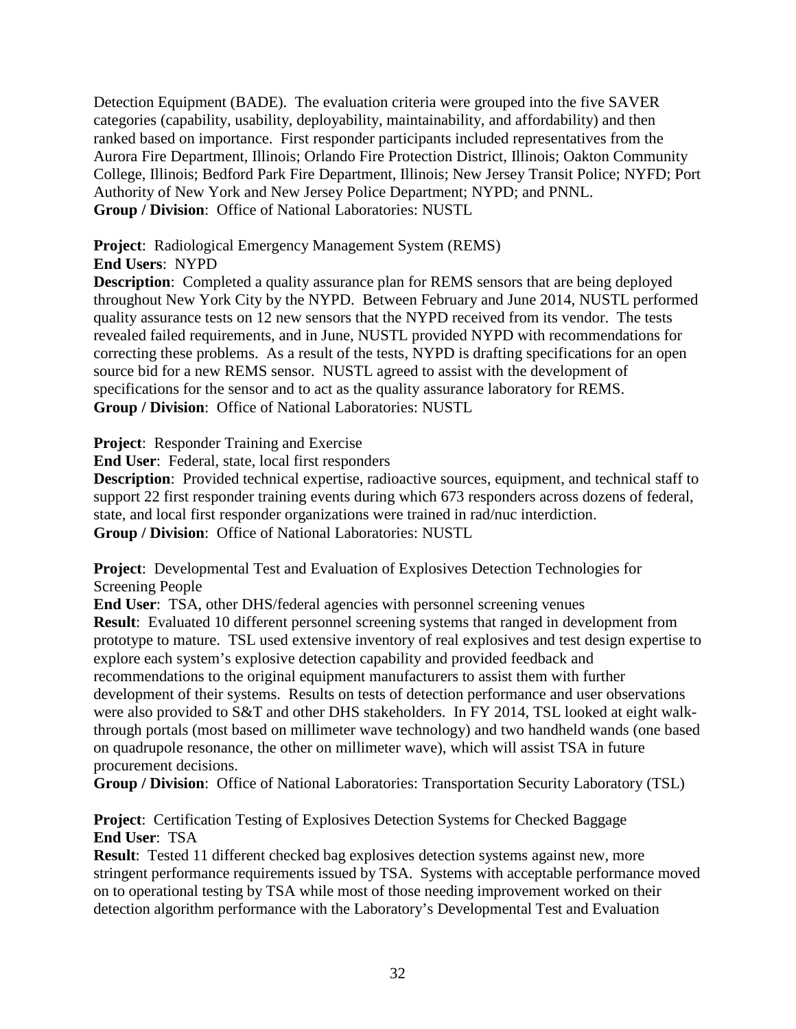Detection Equipment (BADE). The evaluation criteria were grouped into the five SAVER categories (capability, usability, deployability, maintainability, and affordability) and then ranked based on importance. First responder participants included representatives from the Aurora Fire Department, Illinois; Orlando Fire Protection District, Illinois; Oakton Community College, Illinois; Bedford Park Fire Department, Illinois; New Jersey Transit Police; NYFD; Port Authority of New York and New Jersey Police Department; NYPD; and PNNL.
**Group / Division**: Office of National Laboratories: NUSTL

**Project**: Radiological Emergency Management System (REMS)
**End Users**: NYPD
**Description**: Completed a quality assurance plan for REMS sensors that are being deployed throughout New York City by the NYPD. Between February and June 2014, NUSTL performed quality assurance tests on 12 new sensors that the NYPD received from its vendor. The tests revealed failed requirements, and in June, NUSTL provided NYPD with recommendations for correcting these problems. As a result of the tests, NYPD is drafting specifications for an open source bid for a new REMS sensor. NUSTL agreed to assist with the development of specifications for the sensor and to act as the quality assurance laboratory for REMS.
**Group / Division**: Office of National Laboratories: NUSTL

**Project**: Responder Training and Exercise
**End User**: Federal, state, local first responders
**Description**: Provided technical expertise, radioactive sources, equipment, and technical staff to support 22 first responder training events during which 673 responders across dozens of federal, state, and local first responder organizations were trained in rad/nuc interdiction.
**Group / Division**: Office of National Laboratories: NUSTL

**Project**: Developmental Test and Evaluation of Explosives Detection Technologies for Screening People
**End User**: TSA, other DHS/federal agencies with personnel screening venues
**Result**: Evaluated 10 different personnel screening systems that ranged in development from prototype to mature. TSL used extensive inventory of real explosives and test design expertise to explore each system's explosive detection capability and provided feedback and recommendations to the original equipment manufacturers to assist them with further development of their systems. Results on tests of detection performance and user observations were also provided to S&T and other DHS stakeholders. In FY 2014, TSL looked at eight walk-through portals (most based on millimeter wave technology) and two handheld wands (one based on quadrupole resonance, the other on millimeter wave), which will assist TSA in future procurement decisions.
**Group / Division**: Office of National Laboratories: Transportation Security Laboratory (TSL)

**Project**: Certification Testing of Explosives Detection Systems for Checked Baggage
**End User**: TSA
**Result**: Tested 11 different checked bag explosives detection systems against new, more stringent performance requirements issued by TSA. Systems with acceptable performance moved on to operational testing by TSA while most of those needing improvement worked on their detection algorithm performance with the Laboratory's Developmental Test and Evaluation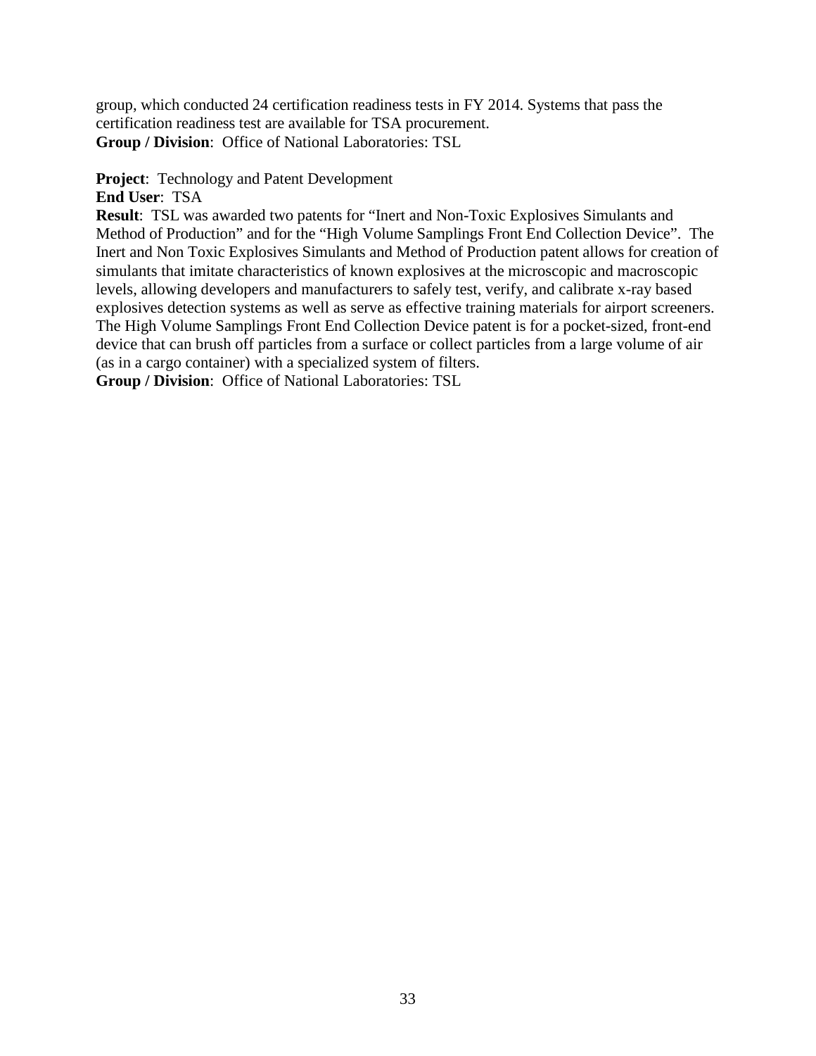group, which conducted 24 certification readiness tests in FY 2014. Systems that pass the certification readiness test are available for TSA procurement.
**Group / Division**: Office of National Laboratories: TSL

**Project**: Technology and Patent Development
**End User**: TSA
**Result**: TSL was awarded two patents for "Inert and Non-Toxic Explosives Simulants and Method of Production" and for the "High Volume Samplings Front End Collection Device". The Inert and Non Toxic Explosives Simulants and Method of Production patent allows for creation of simulants that imitate characteristics of known explosives at the microscopic and macroscopic levels, allowing developers and manufacturers to safely test, verify, and calibrate x-ray based explosives detection systems as well as serve as effective training materials for airport screeners. The High Volume Samplings Front End Collection Device patent is for a pocket-sized, front-end device that can brush off particles from a surface or collect particles from a large volume of air (as in a cargo container) with a specialized system of filters.
**Group / Division**: Office of National Laboratories: TSL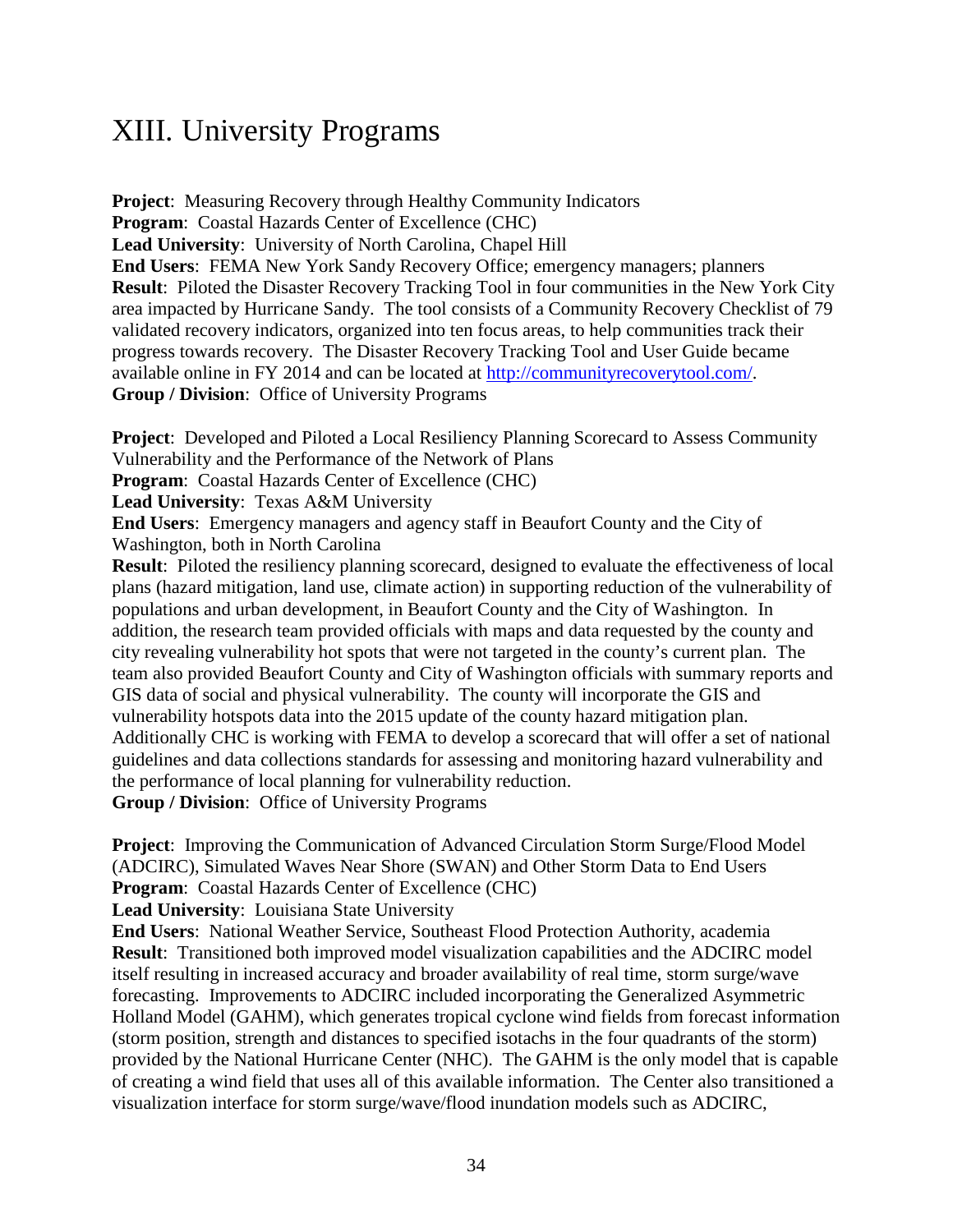# XIII. University Programs

**Project**: Measuring Recovery through Healthy Community Indicators
**Program**: Coastal Hazards Center of Excellence (CHC)
**Lead University**: University of North Carolina, Chapel Hill
**End Users**: FEMA New York Sandy Recovery Office; emergency managers; planners
**Result**: Piloted the Disaster Recovery Tracking Tool in four communities in the New York City area impacted by Hurricane Sandy. The tool consists of a Community Recovery Checklist of 79 validated recovery indicators, organized into ten focus areas, to help communities track their progress towards recovery. The Disaster Recovery Tracking Tool and User Guide became available online in FY 2014 and can be located at http://communityrecoverytool.com/.
**Group / Division**: Office of University Programs

**Project**: Developed and Piloted a Local Resiliency Planning Scorecard to Assess Community Vulnerability and the Performance of the Network of Plans
**Program**: Coastal Hazards Center of Excellence (CHC)
**Lead University**: Texas A&M University
**End Users**: Emergency managers and agency staff in Beaufort County and the City of Washington, both in North Carolina
**Result**: Piloted the resiliency planning scorecard, designed to evaluate the effectiveness of local plans (hazard mitigation, land use, climate action) in supporting reduction of the vulnerability of populations and urban development, in Beaufort County and the City of Washington. In addition, the research team provided officials with maps and data requested by the county and city revealing vulnerability hot spots that were not targeted in the county's current plan. The team also provided Beaufort County and City of Washington officials with summary reports and GIS data of social and physical vulnerability. The county will incorporate the GIS and vulnerability hotspots data into the 2015 update of the county hazard mitigation plan. Additionally CHC is working with FEMA to develop a scorecard that will offer a set of national guidelines and data collections standards for assessing and monitoring hazard vulnerability and the performance of local planning for vulnerability reduction.
**Group / Division**: Office of University Programs

**Project**: Improving the Communication of Advanced Circulation Storm Surge/Flood Model (ADCIRC), Simulated Waves Near Shore (SWAN) and Other Storm Data to End Users
**Program**: Coastal Hazards Center of Excellence (CHC)
**Lead University**: Louisiana State University
**End Users**: National Weather Service, Southeast Flood Protection Authority, academia
**Result**: Transitioned both improved model visualization capabilities and the ADCIRC model itself resulting in increased accuracy and broader availability of real time, storm surge/wave forecasting. Improvements to ADCIRC included incorporating the Generalized Asymmetric Holland Model (GAHM), which generates tropical cyclone wind fields from forecast information (storm position, strength and distances to specified isotachs in the four quadrants of the storm) provided by the National Hurricane Center (NHC). The GAHM is the only model that is capable of creating a wind field that uses all of this available information. The Center also transitioned a visualization interface for storm surge/wave/flood inundation models such as ADCIRC,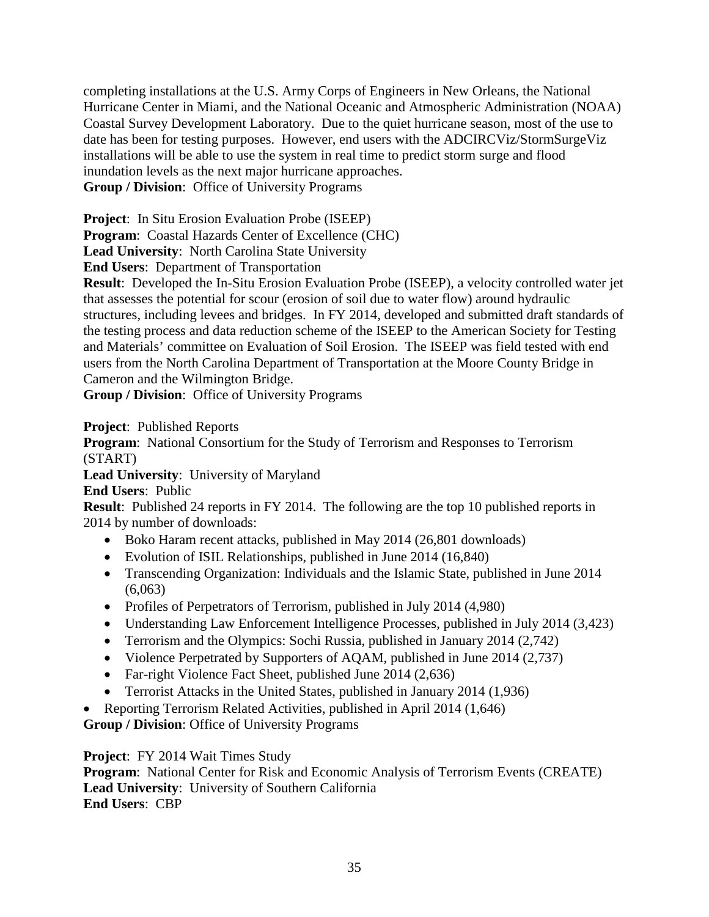completing installations at the U.S. Army Corps of Engineers in New Orleans, the National Hurricane Center in Miami, and the National Oceanic and Atmospheric Administration (NOAA) Coastal Survey Development Laboratory. Due to the quiet hurricane season, most of the use to date has been for testing purposes. However, end users with the ADCIRCViz/StormSurgeViz installations will be able to use the system in real time to predict storm surge and flood inundation levels as the next major hurricane approaches.
**Group / Division**: Office of University Programs

**Project**: In Situ Erosion Evaluation Probe (ISEEP)
**Program**: Coastal Hazards Center of Excellence (CHC)
**Lead University**: North Carolina State University
**End Users**: Department of Transportation
**Result**: Developed the In-Situ Erosion Evaluation Probe (ISEEP), a velocity controlled water jet that assesses the potential for scour (erosion of soil due to water flow) around hydraulic structures, including levees and bridges. In FY 2014, developed and submitted draft standards of the testing process and data reduction scheme of the ISEEP to the American Society for Testing and Materials' committee on Evaluation of Soil Erosion. The ISEEP was field tested with end users from the North Carolina Department of Transportation at the Moore County Bridge in Cameron and the Wilmington Bridge.
**Group / Division**: Office of University Programs

**Project**: Published Reports
**Program**: National Consortium for the Study of Terrorism and Responses to Terrorism (START)
**Lead University**: University of Maryland
**End Users**: Public
**Result**: Published 24 reports in FY 2014. The following are the top 10 published reports in 2014 by number of downloads:

- Boko Haram recent attacks, published in May 2014 (26,801 downloads)
- Evolution of ISIL Relationships, published in June 2014 (16,840)
- Transcending Organization: Individuals and the Islamic State, published in June 2014 (6,063)
- Profiles of Perpetrators of Terrorism, published in July 2014 (4,980)
- Understanding Law Enforcement Intelligence Processes, published in July 2014 (3,423)
- Terrorism and the Olympics: Sochi Russia, published in January 2014 (2,742)
- Violence Perpetrated by Supporters of AQAM, published in June 2014 (2,737)
- Far-right Violence Fact Sheet, published June 2014 (2,636)
- Terrorist Attacks in the United States, published in January 2014 (1,936)
- Reporting Terrorism Related Activities, published in April 2014 (1,646)

**Group / Division**: Office of University Programs

**Project**: FY 2014 Wait Times Study
**Program**: National Center for Risk and Economic Analysis of Terrorism Events (CREATE)
**Lead University**: University of Southern California
**End Users**: CBP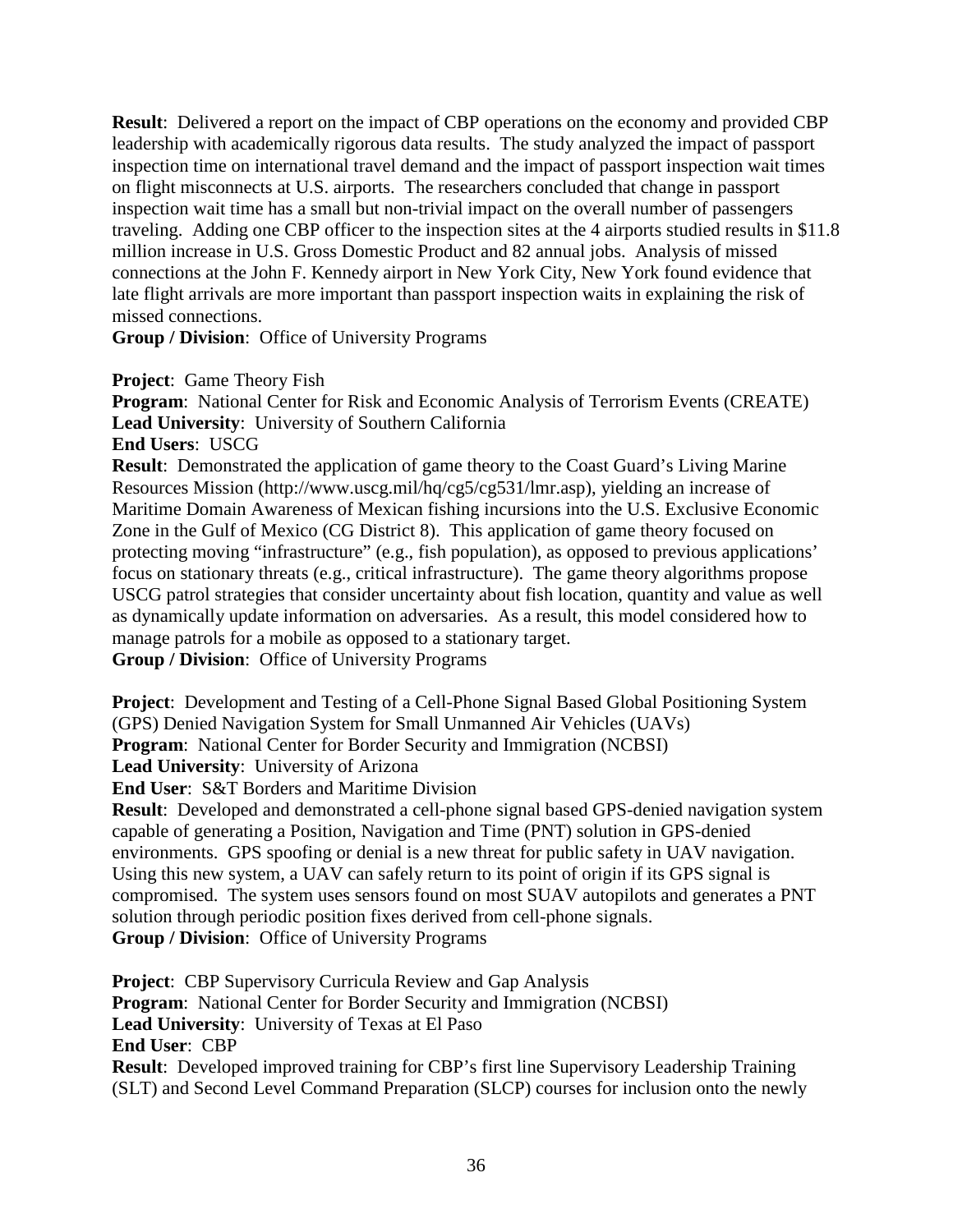**Result**: Delivered a report on the impact of CBP operations on the economy and provided CBP leadership with academically rigorous data results. The study analyzed the impact of passport inspection time on international travel demand and the impact of passport inspection wait times on flight misconnects at U.S. airports. The researchers concluded that change in passport inspection wait time has a small but non-trivial impact on the overall number of passengers traveling. Adding one CBP officer to the inspection sites at the 4 airports studied results in $11.8 million increase in U.S. Gross Domestic Product and 82 annual jobs. Analysis of missed connections at the John F. Kennedy airport in New York City, New York found evidence that late flight arrivals are more important than passport inspection waits in explaining the risk of missed connections.  
**Group / Division**: Office of University Programs

**Project**: Game Theory Fish  
**Program**: National Center for Risk and Economic Analysis of Terrorism Events (CREATE)  
**Lead University**: University of Southern California  
**End Users**: USCG  
**Result**: Demonstrated the application of game theory to the Coast Guard's Living Marine Resources Mission (http://www.uscg.mil/hq/cg5/cg531/lmr.asp), yielding an increase of Maritime Domain Awareness of Mexican fishing incursions into the U.S. Exclusive Economic Zone in the Gulf of Mexico (CG District 8). This application of game theory focused on protecting moving "infrastructure" (e.g., fish population), as opposed to previous applications' focus on stationary threats (e.g., critical infrastructure). The game theory algorithms propose USCG patrol strategies that consider uncertainty about fish location, quantity and value as well as dynamically update information on adversaries. As a result, this model considered how to manage patrols for a mobile as opposed to a stationary target.  
**Group / Division**: Office of University Programs

**Project**: Development and Testing of a Cell-Phone Signal Based Global Positioning System (GPS) Denied Navigation System for Small Unmanned Air Vehicles (UAVs)  
**Program**: National Center for Border Security and Immigration (NCBSI)  
**Lead University**: University of Arizona  
**End User**: S&T Borders and Maritime Division  
**Result**: Developed and demonstrated a cell-phone signal based GPS-denied navigation system capable of generating a Position, Navigation and Time (PNT) solution in GPS-denied environments. GPS spoofing or denial is a new threat for public safety in UAV navigation. Using this new system, a UAV can safely return to its point of origin if its GPS signal is compromised. The system uses sensors found on most SUAV autopilots and generates a PNT solution through periodic position fixes derived from cell-phone signals.  
**Group / Division**: Office of University Programs

**Project**: CBP Supervisory Curricula Review and Gap Analysis  
**Program**: National Center for Border Security and Immigration (NCBSI)  
**Lead University**: University of Texas at El Paso  
**End User**: CBP  
**Result**: Developed improved training for CBP's first line Supervisory Leadership Training (SLT) and Second Level Command Preparation (SLCP) courses for inclusion onto the newly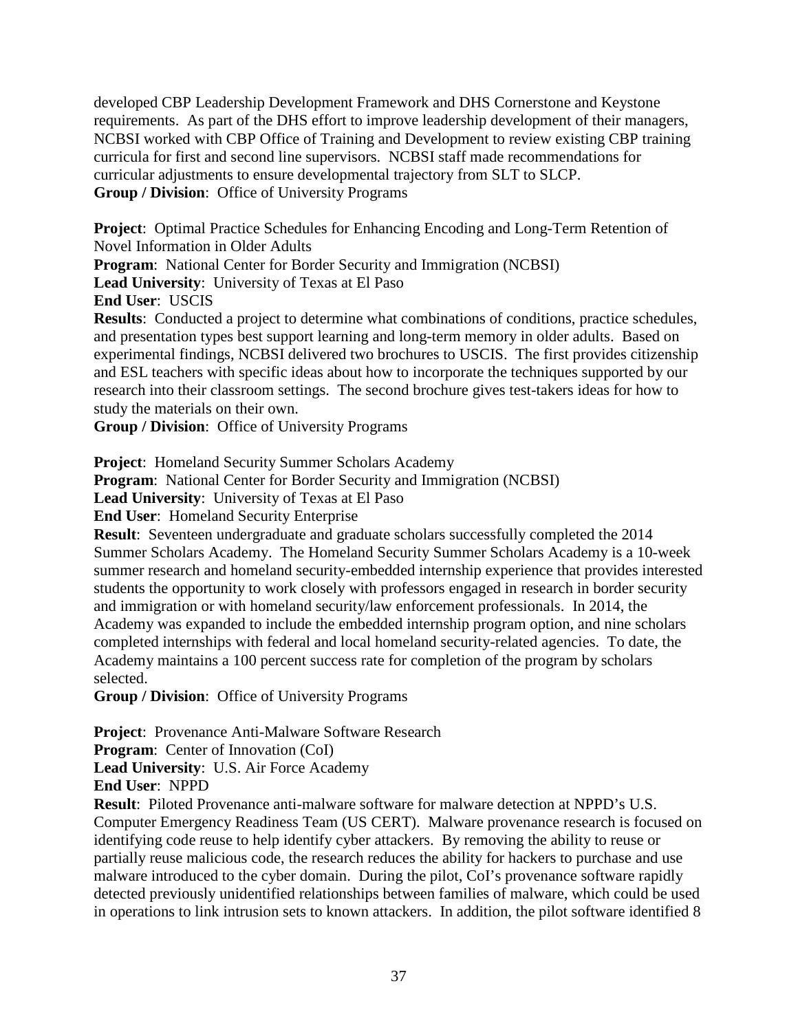developed CBP Leadership Development Framework and DHS Cornerstone and Keystone requirements. As part of the DHS effort to improve leadership development of their managers, NCBSI worked with CBP Office of Training and Development to review existing CBP training curricula for first and second line supervisors. NCBSI staff made recommendations for curricular adjustments to ensure developmental trajectory from SLT to SLCP.
**Group / Division**: Office of University Programs

**Project**: Optimal Practice Schedules for Enhancing Encoding and Long-Term Retention of Novel Information in Older Adults
**Program**: National Center for Border Security and Immigration (NCBSI)
**Lead University**: University of Texas at El Paso
**End User**: USCIS
**Results**: Conducted a project to determine what combinations of conditions, practice schedules, and presentation types best support learning and long-term memory in older adults. Based on experimental findings, NCBSI delivered two brochures to USCIS. The first provides citizenship and ESL teachers with specific ideas about how to incorporate the techniques supported by our research into their classroom settings. The second brochure gives test-takers ideas for how to study the materials on their own.
**Group / Division**: Office of University Programs

**Project**: Homeland Security Summer Scholars Academy
**Program**: National Center for Border Security and Immigration (NCBSI)
**Lead University**: University of Texas at El Paso
**End User**: Homeland Security Enterprise
**Result**: Seventeen undergraduate and graduate scholars successfully completed the 2014 Summer Scholars Academy. The Homeland Security Summer Scholars Academy is a 10-week summer research and homeland security-embedded internship experience that provides interested students the opportunity to work closely with professors engaged in research in border security and immigration or with homeland security/law enforcement professionals. In 2014, the Academy was expanded to include the embedded internship program option, and nine scholars completed internships with federal and local homeland security-related agencies. To date, the Academy maintains a 100 percent success rate for completion of the program by scholars selected.
**Group / Division**: Office of University Programs

**Project**: Provenance Anti-Malware Software Research
**Program**: Center of Innovation (CoI)
**Lead University**: U.S. Air Force Academy
**End User**: NPPD
**Result**: Piloted Provenance anti-malware software for malware detection at NPPD's U.S. Computer Emergency Readiness Team (US CERT). Malware provenance research is focused on identifying code reuse to help identify cyber attackers. By removing the ability to reuse or partially reuse malicious code, the research reduces the ability for hackers to purchase and use malware introduced to the cyber domain. During the pilot, CoI's provenance software rapidly detected previously unidentified relationships between families of malware, which could be used in operations to link intrusion sets to known attackers. In addition, the pilot software identified 8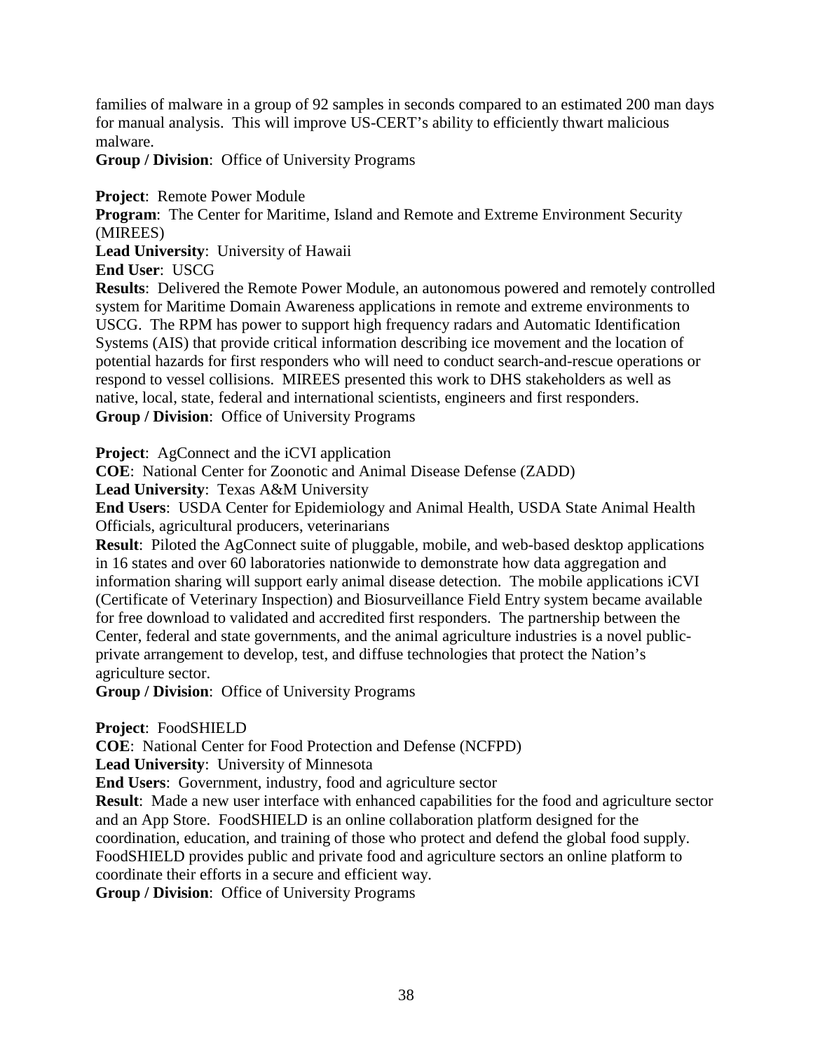families of malware in a group of 92 samples in seconds compared to an estimated 200 man days for manual analysis. This will improve US-CERT's ability to efficiently thwart malicious malware.
**Group / Division**: Office of University Programs

**Project**: Remote Power Module
**Program**: The Center for Maritime, Island and Remote and Extreme Environment Security (MIREES)
**Lead University**: University of Hawaii
**End User**: USCG
**Results**: Delivered the Remote Power Module, an autonomous powered and remotely controlled system for Maritime Domain Awareness applications in remote and extreme environments to USCG. The RPM has power to support high frequency radars and Automatic Identification Systems (AIS) that provide critical information describing ice movement and the location of potential hazards for first responders who will need to conduct search-and-rescue operations or respond to vessel collisions. MIREES presented this work to DHS stakeholders as well as native, local, state, federal and international scientists, engineers and first responders.
**Group / Division**: Office of University Programs

**Project**: AgConnect and the iCVI application
**COE**: National Center for Zoonotic and Animal Disease Defense (ZADD)
**Lead University**: Texas A&M University
**End Users**: USDA Center for Epidemiology and Animal Health, USDA State Animal Health Officials, agricultural producers, veterinarians
**Result**: Piloted the AgConnect suite of pluggable, mobile, and web-based desktop applications in 16 states and over 60 laboratories nationwide to demonstrate how data aggregation and information sharing will support early animal disease detection. The mobile applications iCVI (Certificate of Veterinary Inspection) and Biosurveillance Field Entry system became available for free download to validated and accredited first responders. The partnership between the Center, federal and state governments, and the animal agriculture industries is a novel public-private arrangement to develop, test, and diffuse technologies that protect the Nation's agriculture sector.
**Group / Division**: Office of University Programs

**Project**: FoodSHIELD
**COE**: National Center for Food Protection and Defense (NCFPD)
**Lead University**: University of Minnesota
**End Users**: Government, industry, food and agriculture sector
**Result**: Made a new user interface with enhanced capabilities for the food and agriculture sector and an App Store. FoodSHIELD is an online collaboration platform designed for the coordination, education, and training of those who protect and defend the global food supply. FoodSHIELD provides public and private food and agriculture sectors an online platform to coordinate their efforts in a secure and efficient way.
**Group / Division**: Office of University Programs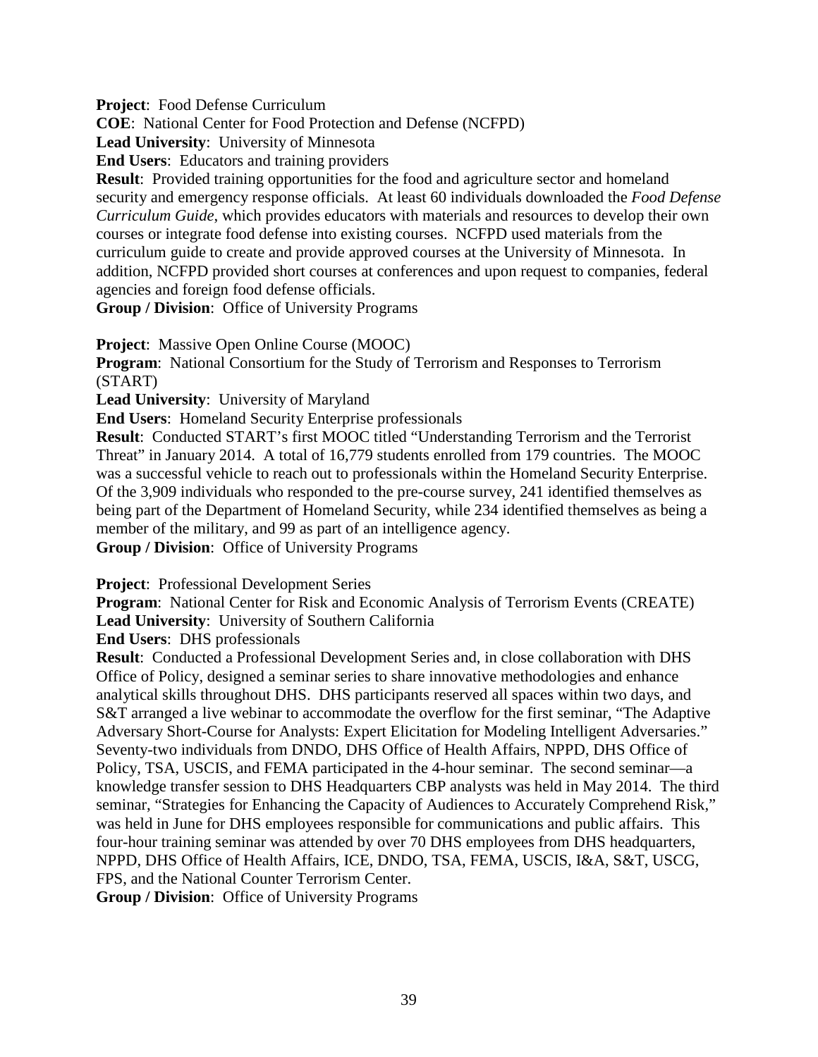**Project**: Food Defense Curriculum
**COE**: National Center for Food Protection and Defense (NCFPD)
**Lead University**: University of Minnesota
**End Users**: Educators and training providers
**Result**: Provided training opportunities for the food and agriculture sector and homeland security and emergency response officials. At least 60 individuals downloaded the *Food Defense Curriculum Guide*, which provides educators with materials and resources to develop their own courses or integrate food defense into existing courses. NCFPD used materials from the curriculum guide to create and provide approved courses at the University of Minnesota. In addition, NCFPD provided short courses at conferences and upon request to companies, federal agencies and foreign food defense officials.
**Group / Division**: Office of University Programs

**Project**: Massive Open Online Course (MOOC)
**Program**: National Consortium for the Study of Terrorism and Responses to Terrorism (START)
**Lead University**: University of Maryland
**End Users**: Homeland Security Enterprise professionals
**Result**: Conducted START's first MOOC titled "Understanding Terrorism and the Terrorist Threat" in January 2014. A total of 16,779 students enrolled from 179 countries. The MOOC was a successful vehicle to reach out to professionals within the Homeland Security Enterprise. Of the 3,909 individuals who responded to the pre-course survey, 241 identified themselves as being part of the Department of Homeland Security, while 234 identified themselves as being a member of the military, and 99 as part of an intelligence agency.
**Group / Division**: Office of University Programs

**Project**: Professional Development Series
**Program**: National Center for Risk and Economic Analysis of Terrorism Events (CREATE)
**Lead University**: University of Southern California
**End Users**: DHS professionals
**Result**: Conducted a Professional Development Series and, in close collaboration with DHS Office of Policy, designed a seminar series to share innovative methodologies and enhance analytical skills throughout DHS. DHS participants reserved all spaces within two days, and S&T arranged a live webinar to accommodate the overflow for the first seminar, "The Adaptive Adversary Short-Course for Analysts: Expert Elicitation for Modeling Intelligent Adversaries." Seventy-two individuals from DNDO, DHS Office of Health Affairs, NPPD, DHS Office of Policy, TSA, USCIS, and FEMA participated in the 4-hour seminar. The second seminar—a knowledge transfer session to DHS Headquarters CBP analysts was held in May 2014. The third seminar, "Strategies for Enhancing the Capacity of Audiences to Accurately Comprehend Risk," was held in June for DHS employees responsible for communications and public affairs. This four-hour training seminar was attended by over 70 DHS employees from DHS headquarters, NPPD, DHS Office of Health Affairs, ICE, DNDO, TSA, FEMA, USCIS, I&A, S&T, USCG, FPS, and the National Counter Terrorism Center.
**Group / Division**: Office of University Programs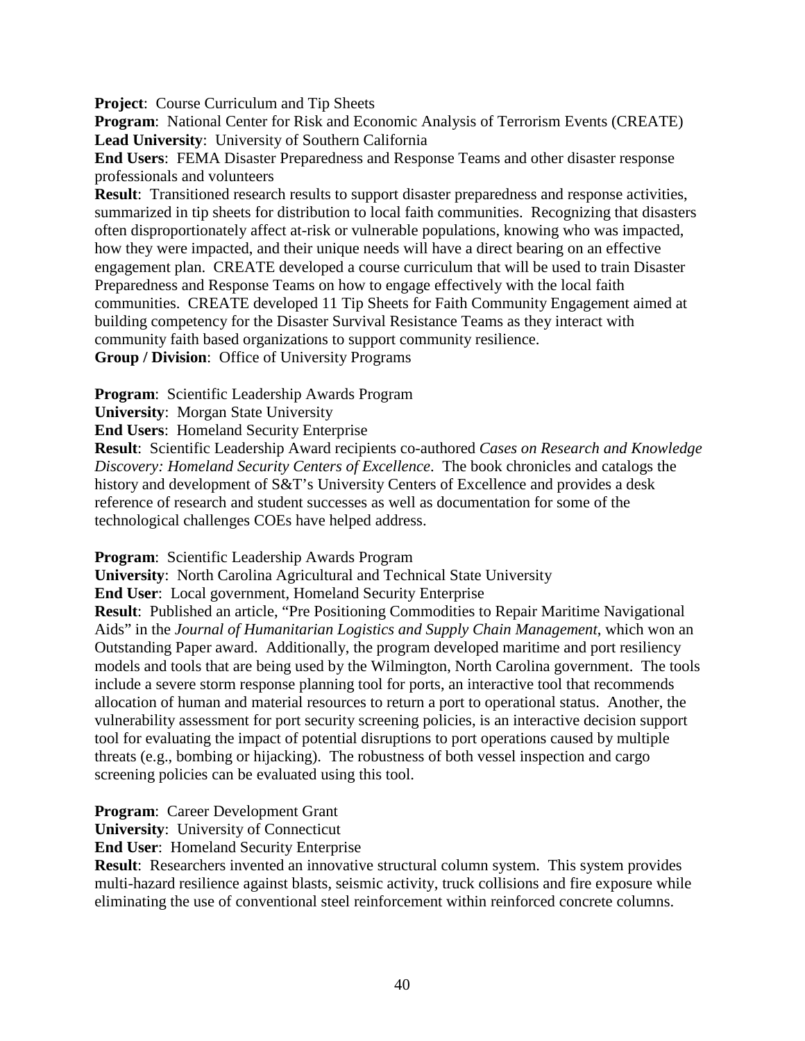**Project**: Course Curriculum and Tip Sheets
**Program**: National Center for Risk and Economic Analysis of Terrorism Events (CREATE)
**Lead University**: University of Southern California
**End Users**: FEMA Disaster Preparedness and Response Teams and other disaster response professionals and volunteers
**Result**: Transitioned research results to support disaster preparedness and response activities, summarized in tip sheets for distribution to local faith communities. Recognizing that disasters often disproportionately affect at-risk or vulnerable populations, knowing who was impacted, how they were impacted, and their unique needs will have a direct bearing on an effective engagement plan. CREATE developed a course curriculum that will be used to train Disaster Preparedness and Response Teams on how to engage effectively with the local faith communities. CREATE developed 11 Tip Sheets for Faith Community Engagement aimed at building competency for the Disaster Survival Resistance Teams as they interact with community faith based organizations to support community resilience.
**Group / Division**: Office of University Programs

**Program**: Scientific Leadership Awards Program
**University**: Morgan State University
**End Users**: Homeland Security Enterprise
**Result**: Scientific Leadership Award recipients co-authored *Cases on Research and Knowledge Discovery: Homeland Security Centers of Excellence*. The book chronicles and catalogs the history and development of S&T's University Centers of Excellence and provides a desk reference of research and student successes as well as documentation for some of the technological challenges COEs have helped address.

**Program**: Scientific Leadership Awards Program
**University**: North Carolina Agricultural and Technical State University
**End User**: Local government, Homeland Security Enterprise
**Result**: Published an article, "Pre Positioning Commodities to Repair Maritime Navigational Aids" in the *Journal of Humanitarian Logistics and Supply Chain Management*, which won an Outstanding Paper award. Additionally, the program developed maritime and port resiliency models and tools that are being used by the Wilmington, North Carolina government. The tools include a severe storm response planning tool for ports, an interactive tool that recommends allocation of human and material resources to return a port to operational status. Another, the vulnerability assessment for port security screening policies, is an interactive decision support tool for evaluating the impact of potential disruptions to port operations caused by multiple threats (e.g., bombing or hijacking). The robustness of both vessel inspection and cargo screening policies can be evaluated using this tool.

**Program**: Career Development Grant
**University**: University of Connecticut
**End User**: Homeland Security Enterprise
**Result**: Researchers invented an innovative structural column system. This system provides multi-hazard resilience against blasts, seismic activity, truck collisions and fire exposure while eliminating the use of conventional steel reinforcement within reinforced concrete columns.